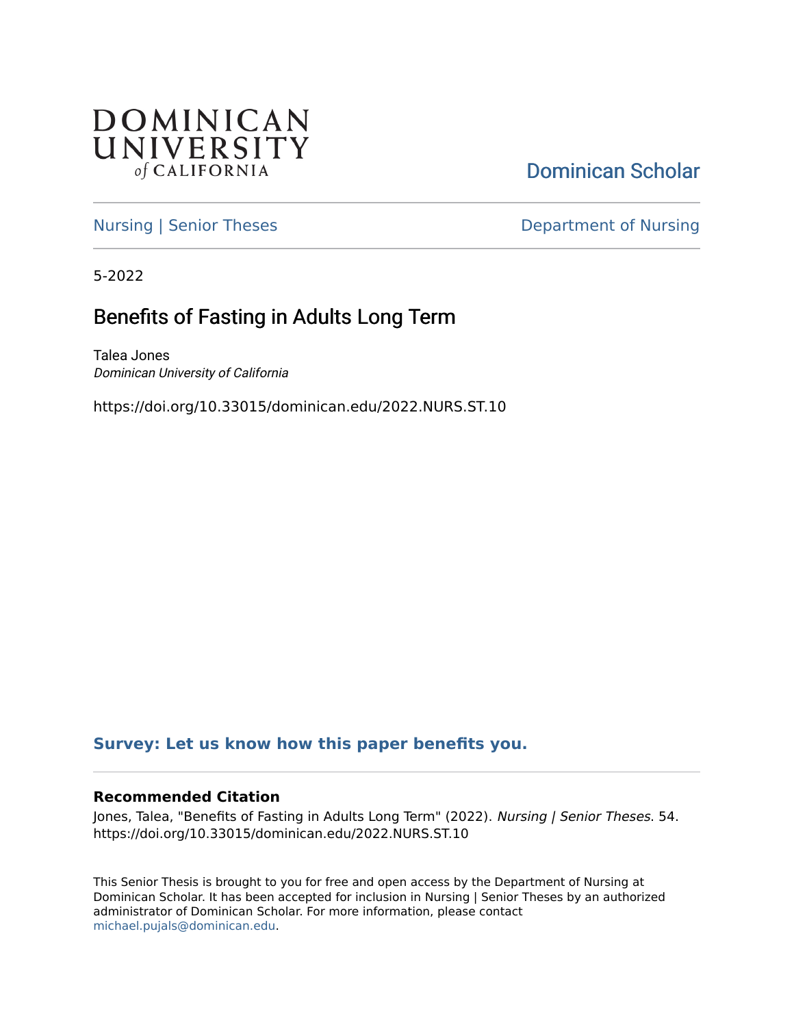DOMINICAN UNIVERSITY *of* CALIFORNIA

Dominican Scholar

Nursing | Senior Theses

Department of Nursing

5-2022

# Benefits of Fasting in Adults Long Term

Talea Jones
*Dominican University of California*

https://doi.org/10.33015/dominican.edu/2022.NURS.ST.10

**Survey: Let us know how this paper benefits you.**

### Recommended Citation

Jones, Talea, "Benefits of Fasting in Adults Long Term" (2022). *Nursing | Senior Theses*. 54.
https://doi.org/10.33015/dominican.edu/2022.NURS.ST.10

This Senior Thesis is brought to you for free and open access by the Department of Nursing at Dominican Scholar. It has been accepted for inclusion in Nursing | Senior Theses by an authorized administrator of Dominican Scholar. For more information, please contact michael.pujals@dominican.edu.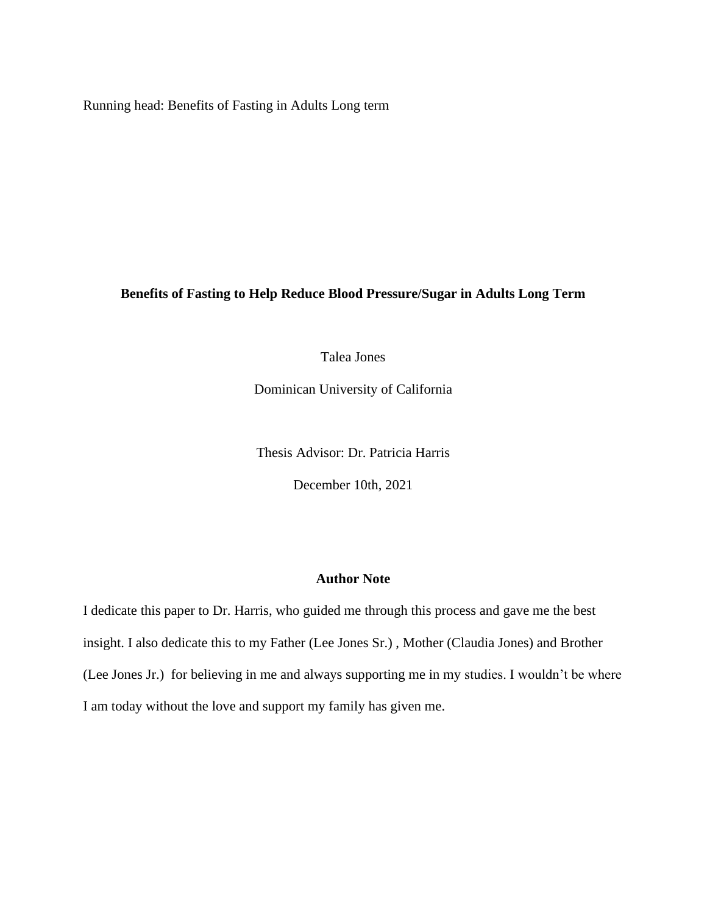# Benefits of Fasting to Help Reduce Blood Pressure/Sugar in Adults Long Term

Talea Jones

Dominican University of California

Thesis Advisor: Dr. Patricia Harris

December 10th, 2021

## Author Note

I dedicate this paper to Dr. Harris, who guided me through this process and gave me the best insight. I also dedicate this to my Father (Lee Jones Sr.) , Mother (Claudia Jones) and Brother (Lee Jones Jr.) for believing in me and always supporting me in my studies. I wouldn't be where I am today without the love and support my family has given me.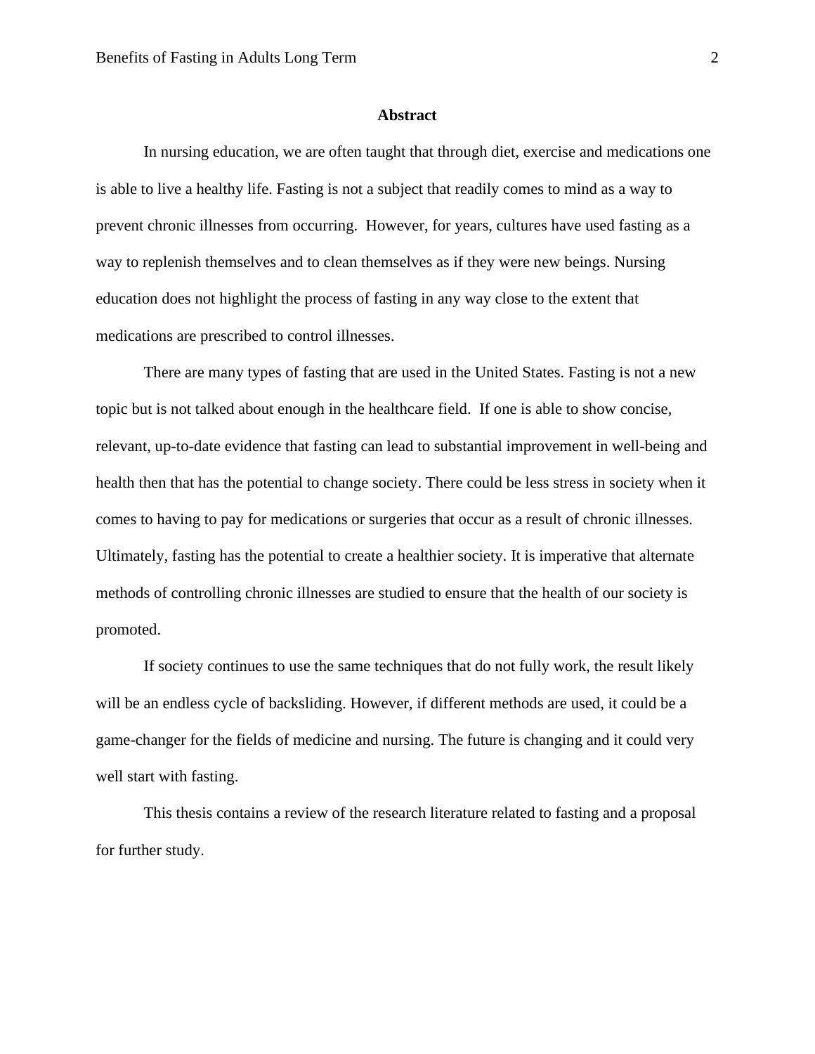## Abstract

In nursing education, we are often taught that through diet, exercise and medications one is able to live a healthy life. Fasting is not a subject that readily comes to mind as a way to prevent chronic illnesses from occurring. However, for years, cultures have used fasting as a way to replenish themselves and to clean themselves as if they were new beings. Nursing education does not highlight the process of fasting in any way close to the extent that medications are prescribed to control illnesses.

There are many types of fasting that are used in the United States. Fasting is not a new topic but is not talked about enough in the healthcare field. If one is able to show concise, relevant, up-to-date evidence that fasting can lead to substantial improvement in well-being and health then that has the potential to change society. There could be less stress in society when it comes to having to pay for medications or surgeries that occur as a result of chronic illnesses. Ultimately, fasting has the potential to create a healthier society. It is imperative that alternate methods of controlling chronic illnesses are studied to ensure that the health of our society is promoted.

If society continues to use the same techniques that do not fully work, the result likely will be an endless cycle of backsliding. However, if different methods are used, it could be a game-changer for the fields of medicine and nursing. The future is changing and it could very well start with fasting.

This thesis contains a review of the research literature related to fasting and a proposal for further study.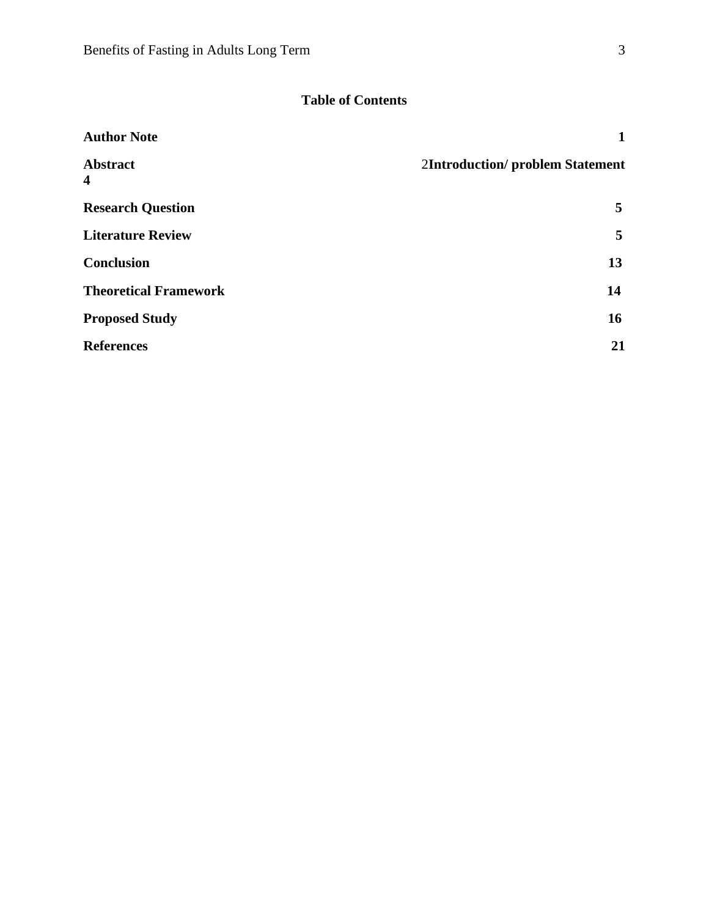**Table of Contents**

| | |
|---|---|
| **Author Note** | **1** |
| **Abstract** | 2 |
| **Introduction/ problem Statement** | **4** |
| **Research Question** | **5** |
| **Literature Review** | **5** |
| **Conclusion** | **13** |
| **Theoretical Framework** | **14** |
| **Proposed Study** | **16** |
| **References** | **21** |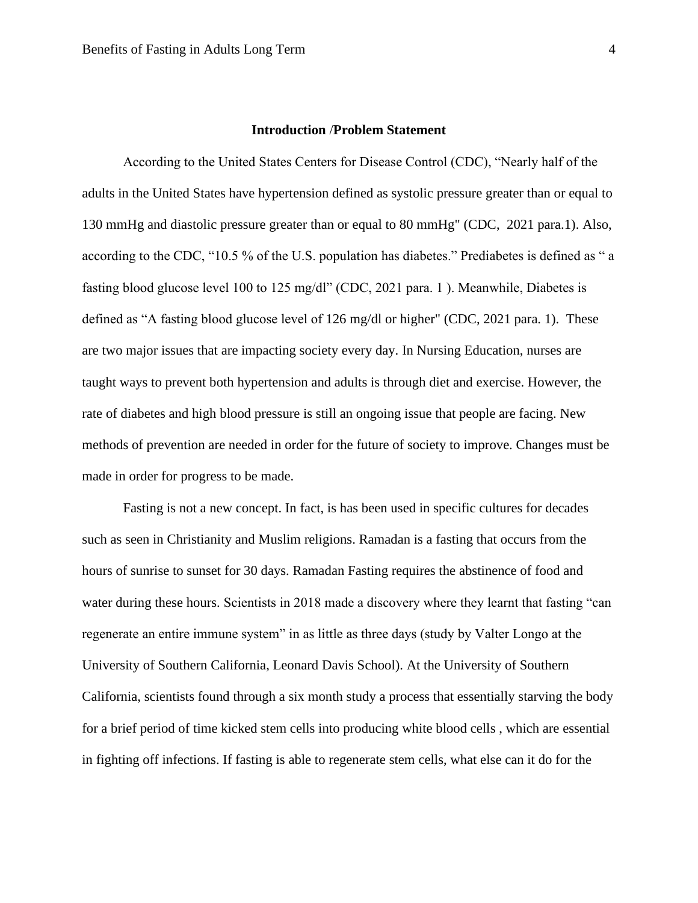**Introduction /Problem Statement**

According to the United States Centers for Disease Control (CDC), “Nearly half of the adults in the United States have hypertension defined as systolic pressure greater than or equal to 130 mmHg and diastolic pressure greater than or equal to 80 mmHg" (CDC, 2021 para.1). Also, according to the CDC, “10.5 % of the U.S. population has diabetes.” Prediabetes is defined as “ a fasting blood glucose level 100 to 125 mg/dl” (CDC, 2021 para. 1 ). Meanwhile, Diabetes is defined as “A fasting blood glucose level of 126 mg/dl or higher" (CDC, 2021 para. 1). These are two major issues that are impacting society every day. In Nursing Education, nurses are taught ways to prevent both hypertension and adults is through diet and exercise. However, the rate of diabetes and high blood pressure is still an ongoing issue that people are facing. New methods of prevention are needed in order for the future of society to improve. Changes must be made in order for progress to be made.

Fasting is not a new concept. In fact, is has been used in specific cultures for decades such as seen in Christianity and Muslim religions. Ramadan is a fasting that occurs from the hours of sunrise to sunset for 30 days. Ramadan Fasting requires the abstinence of food and water during these hours. Scientists in 2018 made a discovery where they learnt that fasting “can regenerate an entire immune system” in as little as three days (study by Valter Longo at the University of Southern California, Leonard Davis School). At the University of Southern California, scientists found through a six month study a process that essentially starving the body for a brief period of time kicked stem cells into producing white blood cells , which are essential in fighting off infections. If fasting is able to regenerate stem cells, what else can it do for the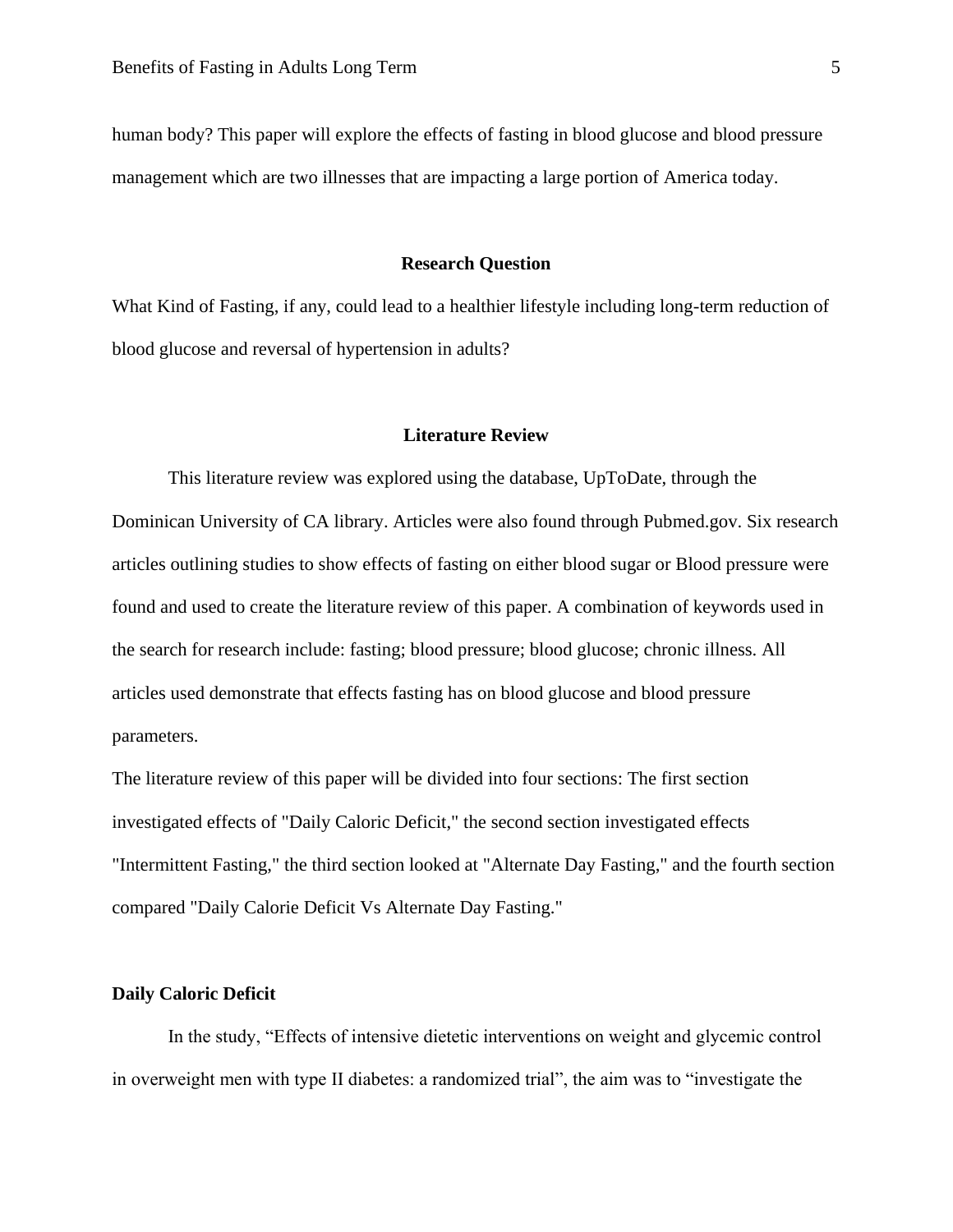human body? This paper will explore the effects of fasting in blood glucose and blood pressure management which are two illnesses that are impacting a large portion of America today.

## Research Question

What Kind of Fasting, if any, could lead to a healthier lifestyle including long-term reduction of blood glucose and reversal of hypertension in adults?

## Literature Review

This literature review was explored using the database, UpToDate, through the Dominican University of CA library. Articles were also found through Pubmed.gov. Six research articles outlining studies to show effects of fasting on either blood sugar or Blood pressure were found and used to create the literature review of this paper. A combination of keywords used in the search for research include: fasting; blood pressure; blood glucose; chronic illness. All articles used demonstrate that effects fasting has on blood glucose and blood pressure parameters.

The literature review of this paper will be divided into four sections: The first section investigated effects of "Daily Caloric Deficit," the second section investigated effects "Intermittent Fasting," the third section looked at "Alternate Day Fasting," and the fourth section compared "Daily Calorie Deficit Vs Alternate Day Fasting."

### Daily Caloric Deficit

In the study, "Effects of intensive dietetic interventions on weight and glycemic control in overweight men with type II diabetes: a randomized trial", the aim was to "investigate the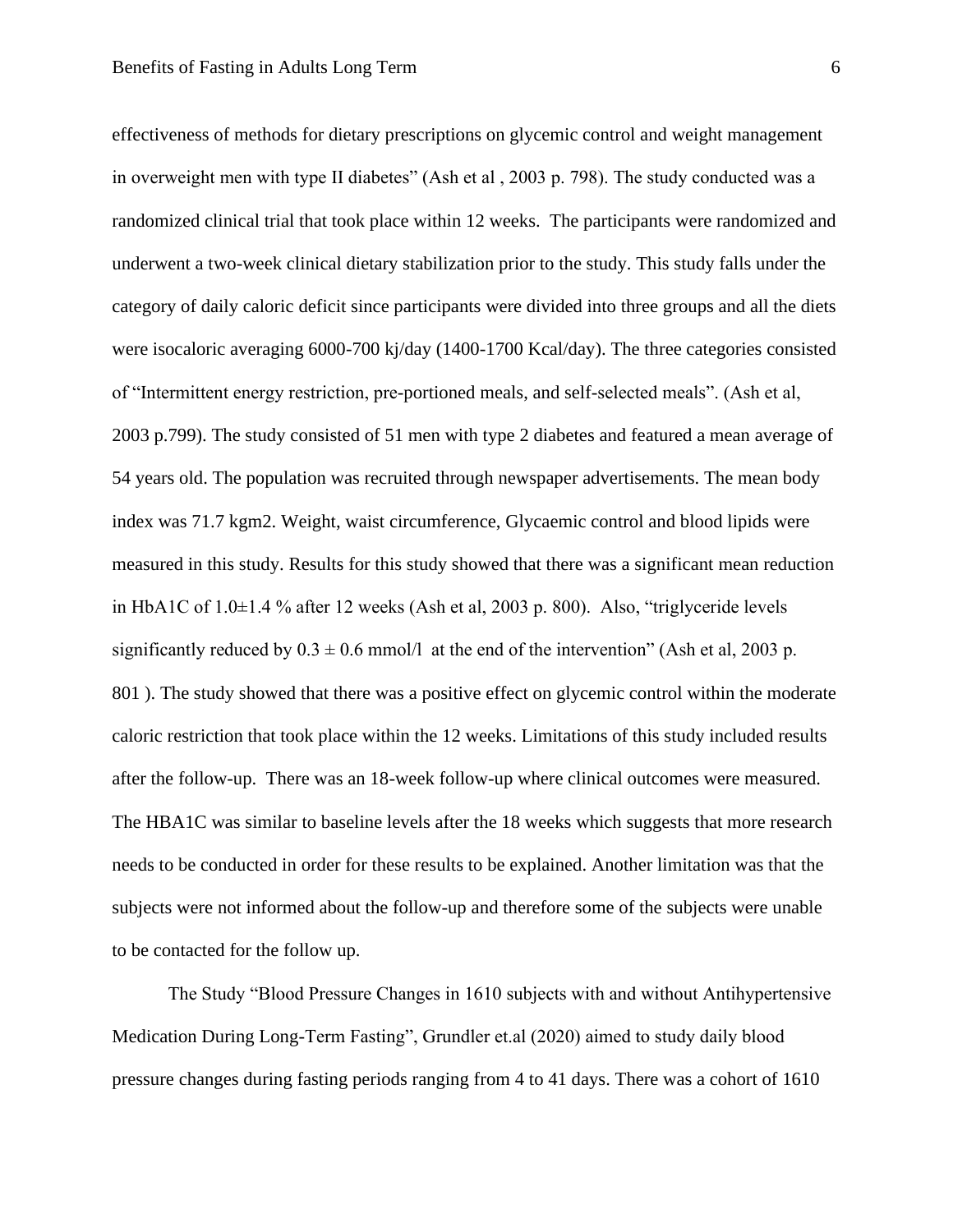effectiveness of methods for dietary prescriptions on glycemic control and weight management in overweight men with type II diabetes" (Ash et al , 2003 p. 798). The study conducted was a randomized clinical trial that took place within 12 weeks. The participants were randomized and underwent a two-week clinical dietary stabilization prior to the study. This study falls under the category of daily caloric deficit since participants were divided into three groups and all the diets were isocaloric averaging 6000-700 kj/day (1400-1700 Kcal/day). The three categories consisted of "Intermittent energy restriction, pre-portioned meals, and self-selected meals". (Ash et al, 2003 p.799). The study consisted of 51 men with type 2 diabetes and featured a mean average of 54 years old. The population was recruited through newspaper advertisements. The mean body index was 71.7 kgm2. Weight, waist circumference, Glycaemic control and blood lipids were measured in this study. Results for this study showed that there was a significant mean reduction in HbA1C of 1.0±1.4 % after 12 weeks (Ash et al, 2003 p. 800). Also, "triglyceride levels significantly reduced by 0.3 ± 0.6 mmol/l at the end of the intervention" (Ash et al, 2003 p. 801 ). The study showed that there was a positive effect on glycemic control within the moderate caloric restriction that took place within the 12 weeks. Limitations of this study included results after the follow-up. There was an 18-week follow-up where clinical outcomes were measured. The HBA1C was similar to baseline levels after the 18 weeks which suggests that more research needs to be conducted in order for these results to be explained. Another limitation was that the subjects were not informed about the follow-up and therefore some of the subjects were unable to be contacted for the follow up.

The Study "Blood Pressure Changes in 1610 subjects with and without Antihypertensive Medication During Long-Term Fasting", Grundler et.al (2020) aimed to study daily blood pressure changes during fasting periods ranging from 4 to 41 days. There was a cohort of 1610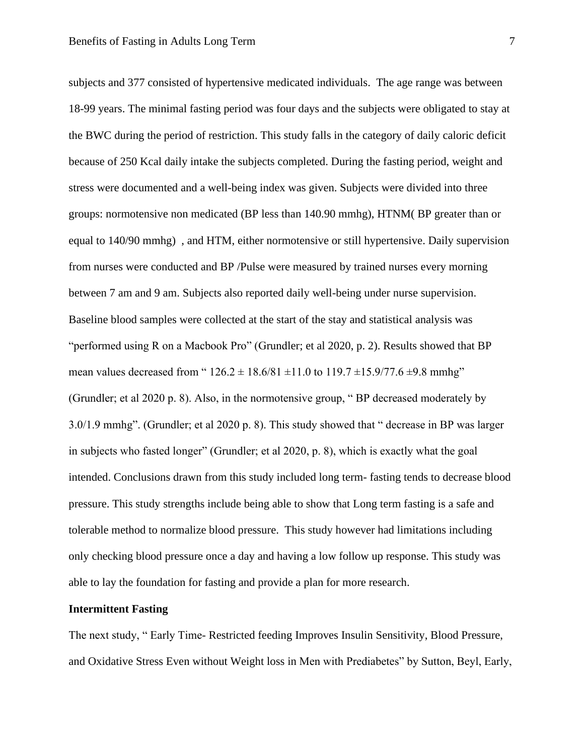subjects and 377 consisted of hypertensive medicated individuals. The age range was between 18-99 years. The minimal fasting period was four days and the subjects were obligated to stay at the BWC during the period of restriction. This study falls in the category of daily caloric deficit because of 250 Kcal daily intake the subjects completed. During the fasting period, weight and stress were documented and a well-being index was given. Subjects were divided into three groups: normotensive non medicated (BP less than 140.90 mmhg), HTNM( BP greater than or equal to 140/90 mmhg) , and HTM, either normotensive or still hypertensive. Daily supervision from nurses were conducted and BP /Pulse were measured by trained nurses every morning between 7 am and 9 am. Subjects also reported daily well-being under nurse supervision. Baseline blood samples were collected at the start of the stay and statistical analysis was "performed using R on a Macbook Pro" (Grundler; et al 2020, p. 2). Results showed that BP mean values decreased from " $126.2 \pm 18.6/81 \pm 11.0$ to $119.7 \pm 15.9/77.6 \pm 9.8$ mmhg" (Grundler; et al 2020 p. 8). Also, in the normotensive group, " BP decreased moderately by 3.0/1.9 mmhg". (Grundler; et al 2020 p. 8). This study showed that " decrease in BP was larger in subjects who fasted longer" (Grundler; et al 2020, p. 8), which is exactly what the goal intended. Conclusions drawn from this study included long term- fasting tends to decrease blood pressure. This study strengths include being able to show that Long term fasting is a safe and tolerable method to normalize blood pressure. This study however had limitations including only checking blood pressure once a day and having a low follow up response. This study was able to lay the foundation for fasting and provide a plan for more research.

**Intermittent Fasting**

The next study, " Early Time- Restricted feeding Improves Insulin Sensitivity, Blood Pressure, and Oxidative Stress Even without Weight loss in Men with Prediabetes" by Sutton, Beyl, Early,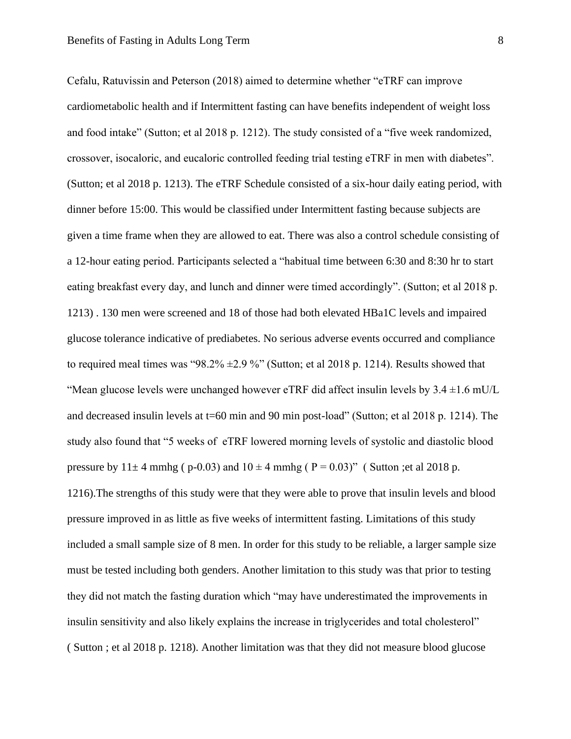Cefalu, Ratuvissin and Peterson (2018) aimed to determine whether "eTRF can improve cardiometabolic health and if Intermittent fasting can have benefits independent of weight loss and food intake" (Sutton; et al 2018 p. 1212). The study consisted of a "five week randomized, crossover, isocaloric, and eucaloric controlled feeding trial testing eTRF in men with diabetes". (Sutton; et al 2018 p. 1213). The eTRF Schedule consisted of a six-hour daily eating period, with dinner before 15:00. This would be classified under Intermittent fasting because subjects are given a time frame when they are allowed to eat. There was also a control schedule consisting of a 12-hour eating period. Participants selected a "habitual time between 6:30 and 8:30 hr to start eating breakfast every day, and lunch and dinner were timed accordingly". (Sutton; et al 2018 p. 1213) . 130 men were screened and 18 of those had both elevated HBa1C levels and impaired glucose tolerance indicative of prediabetes. No serious adverse events occurred and compliance to required meal times was "98.2% ±2.9 %" (Sutton; et al 2018 p. 1214). Results showed that "Mean glucose levels were unchanged however eTRF did affect insulin levels by 3.4 ±1.6 mU/L and decreased insulin levels at t=60 min and 90 min post-load" (Sutton; et al 2018 p. 1214). The study also found that "5 weeks of eTRF lowered morning levels of systolic and diastolic blood pressure by 11± 4 mmhg ( p-0.03) and 10 ± 4 mmhg ( P = 0.03)" ( Sutton ;et al 2018 p. 1216).The strengths of this study were that they were able to prove that insulin levels and blood pressure improved in as little as five weeks of intermittent fasting. Limitations of this study included a small sample size of 8 men. In order for this study to be reliable, a larger sample size must be tested including both genders. Another limitation to this study was that prior to testing they did not match the fasting duration which "may have underestimated the improvements in insulin sensitivity and also likely explains the increase in triglycerides and total cholesterol" ( Sutton ; et al 2018 p. 1218). Another limitation was that they did not measure blood glucose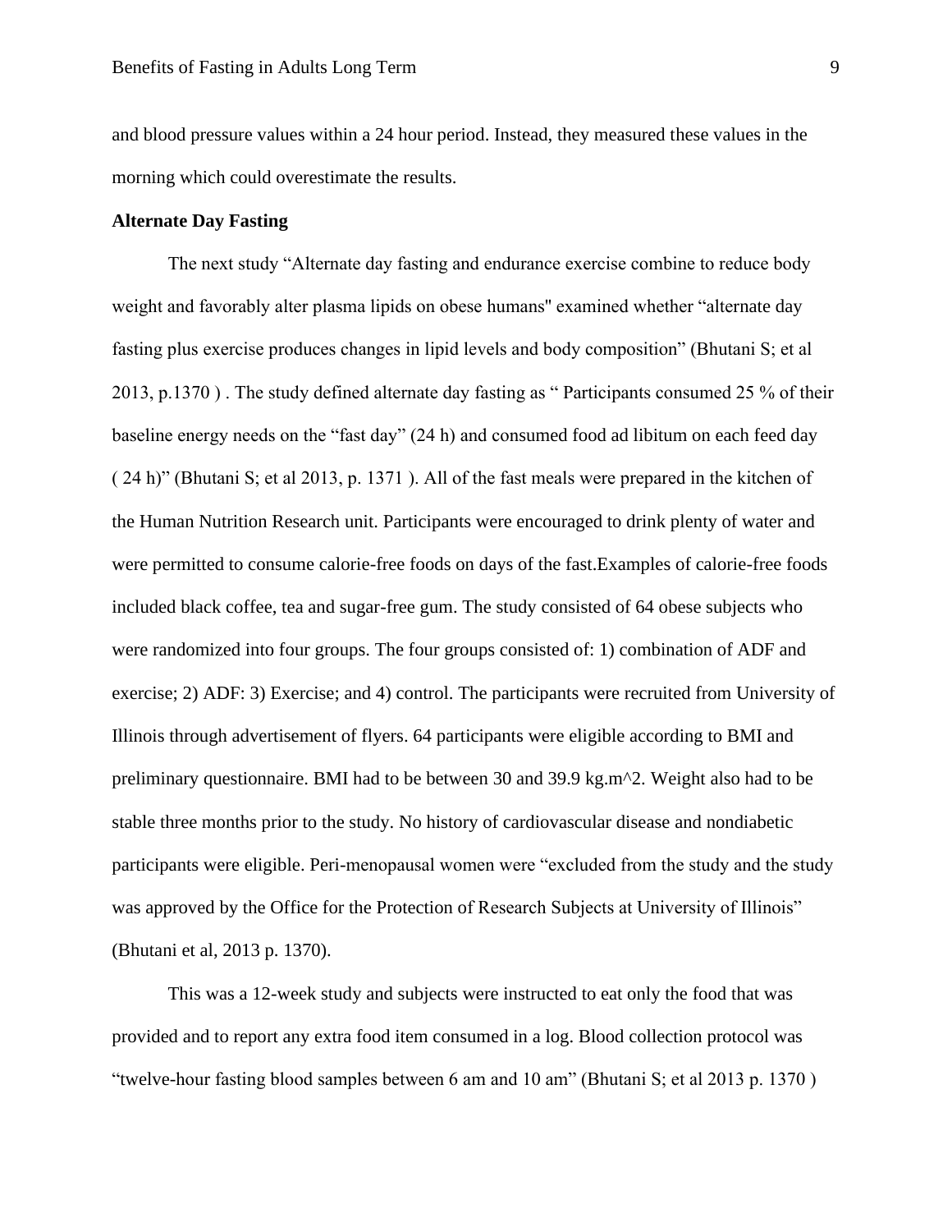and blood pressure values within a 24 hour period. Instead, they measured these values in the morning which could overestimate the results.

**Alternate Day Fasting**

The next study "Alternate day fasting and endurance exercise combine to reduce body weight and favorably alter plasma lipids on obese humans" examined whether "alternate day fasting plus exercise produces changes in lipid levels and body composition" (Bhutani S; et al 2013, p.1370 ) . The study defined alternate day fasting as " Participants consumed 25 % of their baseline energy needs on the "fast day" (24 h) and consumed food ad libitum on each feed day ( 24 h)" (Bhutani S; et al 2013, p. 1371 ). All of the fast meals were prepared in the kitchen of the Human Nutrition Research unit. Participants were encouraged to drink plenty of water and were permitted to consume calorie-free foods on days of the fast.Examples of calorie-free foods included black coffee, tea and sugar-free gum. The study consisted of 64 obese subjects who were randomized into four groups. The four groups consisted of: 1) combination of ADF and exercise; 2) ADF: 3) Exercise; and 4) control. The participants were recruited from University of Illinois through advertisement of flyers. 64 participants were eligible according to BMI and preliminary questionnaire. BMI had to be between 30 and 39.9 kg.m^2. Weight also had to be stable three months prior to the study. No history of cardiovascular disease and nondiabetic participants were eligible. Peri-menopausal women were "excluded from the study and the study was approved by the Office for the Protection of Research Subjects at University of Illinois" (Bhutani et al, 2013 p. 1370).

This was a 12-week study and subjects were instructed to eat only the food that was provided and to report any extra food item consumed in a log. Blood collection protocol was "twelve-hour fasting blood samples between 6 am and 10 am" (Bhutani S; et al 2013 p. 1370 )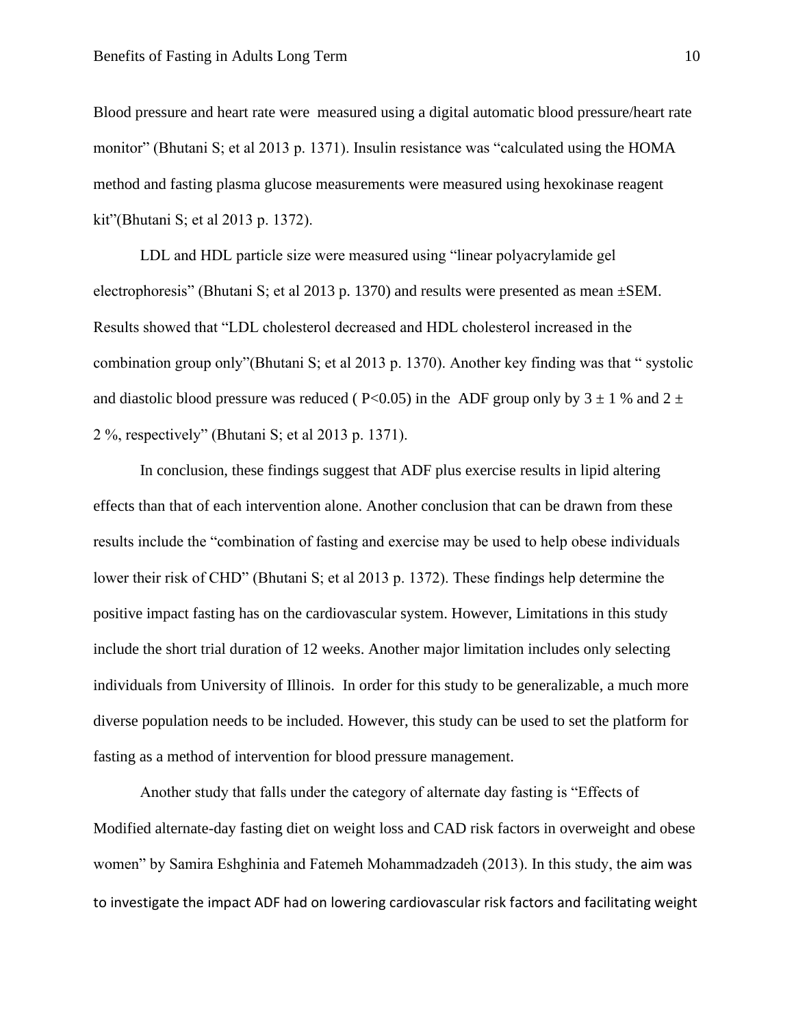Blood pressure and heart rate were measured using a digital automatic blood pressure/heart rate monitor" (Bhutani S; et al 2013 p. 1371). Insulin resistance was "calculated using the HOMA method and fasting plasma glucose measurements were measured using hexokinase reagent kit"(Bhutani S; et al 2013 p. 1372).

LDL and HDL particle size were measured using "linear polyacrylamide gel electrophoresis" (Bhutani S; et al 2013 p. 1370) and results were presented as mean ±SEM. Results showed that "LDL cholesterol decreased and HDL cholesterol increased in the combination group only"(Bhutani S; et al 2013 p. 1370). Another key finding was that " systolic and diastolic blood pressure was reduced ( $P<0.05$) in the ADF group only by $3 \pm 1$ % and $2 \pm 2$ %, respectively" (Bhutani S; et al 2013 p. 1371).

In conclusion, these findings suggest that ADF plus exercise results in lipid altering effects than that of each intervention alone. Another conclusion that can be drawn from these results include the "combination of fasting and exercise may be used to help obese individuals lower their risk of CHD" (Bhutani S; et al 2013 p. 1372). These findings help determine the positive impact fasting has on the cardiovascular system. However, Limitations in this study include the short trial duration of 12 weeks. Another major limitation includes only selecting individuals from University of Illinois. In order for this study to be generalizable, a much more diverse population needs to be included. However, this study can be used to set the platform for fasting as a method of intervention for blood pressure management.

Another study that falls under the category of alternate day fasting is "Effects of Modified alternate-day fasting diet on weight loss and CAD risk factors in overweight and obese women" by Samira Eshghinia and Fatemeh Mohammadzadeh (2013). In this study, the aim was to investigate the impact ADF had on lowering cardiovascular risk factors and facilitating weight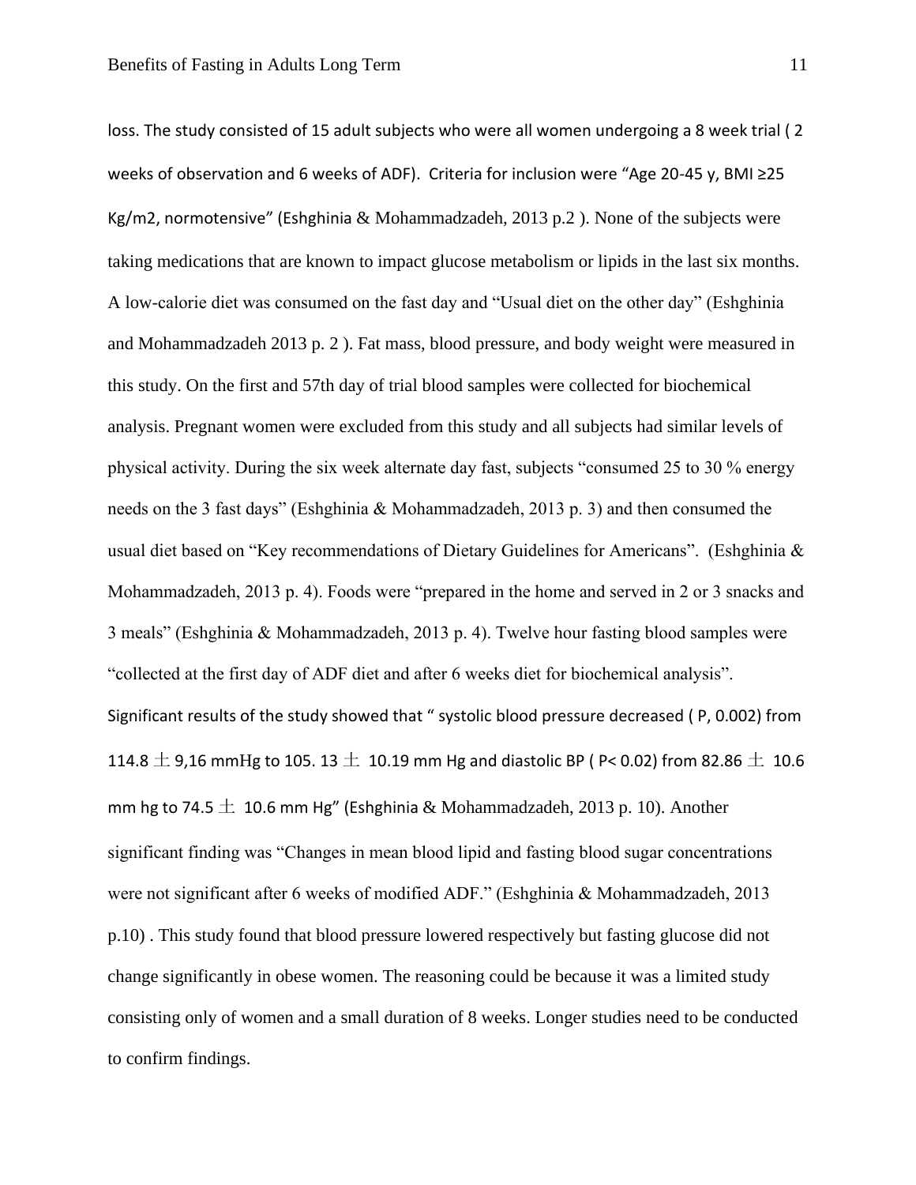loss. The study consisted of 15 adult subjects who were all women undergoing a 8 week trial ( 2 weeks of observation and 6 weeks of ADF). Criteria for inclusion were "Age 20-45 y, BMI ≥25 Kg/m2, normotensive" (Eshghinia & Mohammadzadeh, 2013 p.2 ). None of the subjects were taking medications that are known to impact glucose metabolism or lipids in the last six months. A low-calorie diet was consumed on the fast day and "Usual diet on the other day" (Eshghinia and Mohammadzadeh 2013 p. 2 ). Fat mass, blood pressure, and body weight were measured in this study. On the first and 57th day of trial blood samples were collected for biochemical analysis. Pregnant women were excluded from this study and all subjects had similar levels of physical activity. During the six week alternate day fast, subjects "consumed 25 to 30 % energy needs on the 3 fast days" (Eshghinia & Mohammadzadeh, 2013 p. 3) and then consumed the usual diet based on "Key recommendations of Dietary Guidelines for Americans". (Eshghinia & Mohammadzadeh, 2013 p. 4). Foods were "prepared in the home and served in 2 or 3 snacks and 3 meals" (Eshghinia & Mohammadzadeh, 2013 p. 4). Twelve hour fasting blood samples were "collected at the first day of ADF diet and after 6 weeks diet for biochemical analysis". Significant results of the study showed that " systolic blood pressure decreased ( P, 0.002) from 114.8 ± 9,16 mmHg to 105. 13 ± 10.19 mm Hg and diastolic BP ( P< 0.02) from 82.86 ± 10.6 mm hg to 74.5 ± 10.6 mm Hg" (Eshghinia & Mohammadzadeh, 2013 p. 10). Another significant finding was "Changes in mean blood lipid and fasting blood sugar concentrations were not significant after 6 weeks of modified ADF." (Eshghinia & Mohammadzadeh, 2013 p.10) . This study found that blood pressure lowered respectively but fasting glucose did not change significantly in obese women. The reasoning could be because it was a limited study consisting only of women and a small duration of 8 weeks. Longer studies need to be conducted to confirm findings.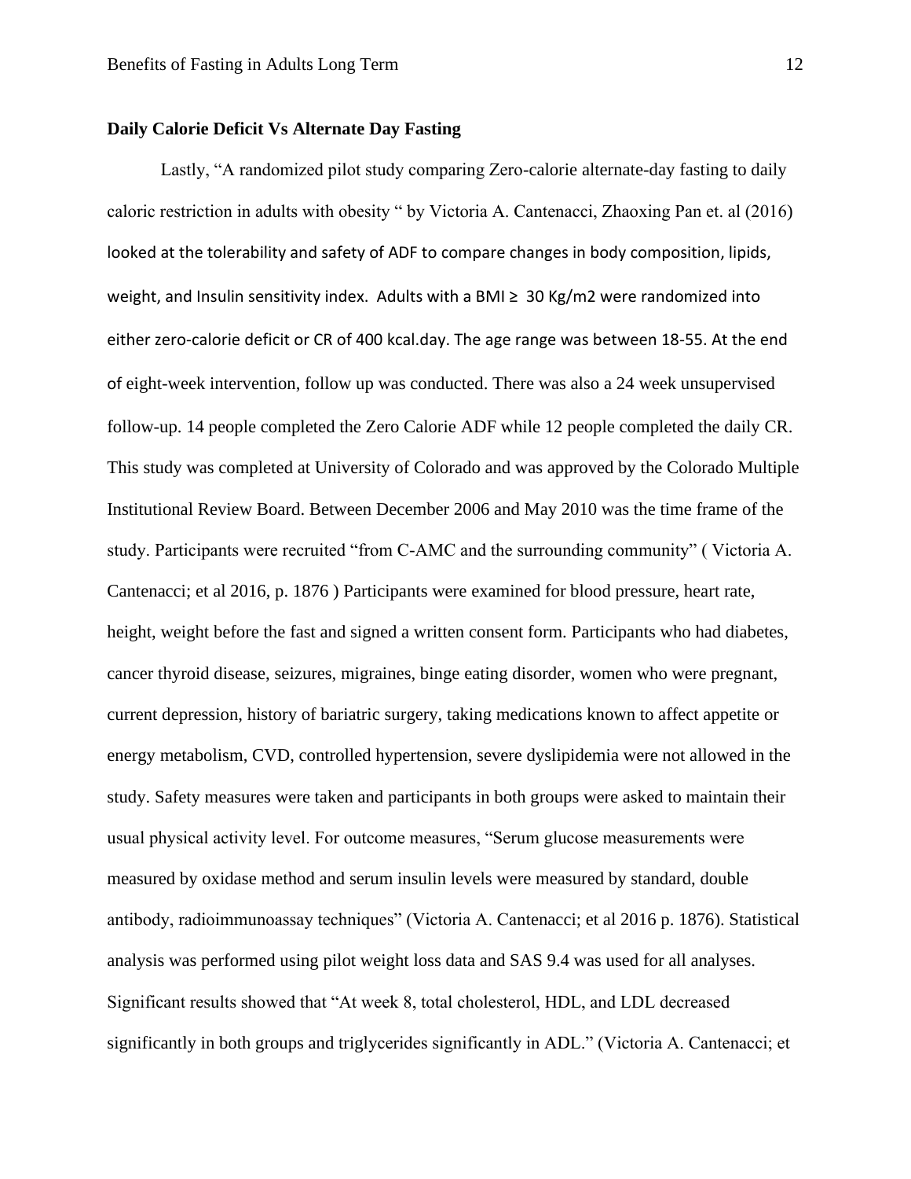**Daily Calorie Deficit Vs Alternate Day Fasting**

Lastly, "A randomized pilot study comparing Zero-calorie alternate-day fasting to daily caloric restriction in adults with obesity " by Victoria A. Cantenacci, Zhaoxing Pan et. al (2016) looked at the tolerability and safety of ADF to compare changes in body composition, lipids, weight, and Insulin sensitivity index. Adults with a BMI ≥ 30 Kg/m2 were randomized into either zero-calorie deficit or CR of 400 kcal.day. The age range was between 18-55. At the end of eight-week intervention, follow up was conducted. There was also a 24 week unsupervised follow-up. 14 people completed the Zero Calorie ADF while 12 people completed the daily CR. This study was completed at University of Colorado and was approved by the Colorado Multiple Institutional Review Board. Between December 2006 and May 2010 was the time frame of the study. Participants were recruited "from C-AMC and the surrounding community" ( Victoria A. Cantenacci; et al 2016, p. 1876 ) Participants were examined for blood pressure, heart rate, height, weight before the fast and signed a written consent form. Participants who had diabetes, cancer thyroid disease, seizures, migraines, binge eating disorder, women who were pregnant, current depression, history of bariatric surgery, taking medications known to affect appetite or energy metabolism, CVD, controlled hypertension, severe dyslipidemia were not allowed in the study. Safety measures were taken and participants in both groups were asked to maintain their usual physical activity level. For outcome measures, "Serum glucose measurements were measured by oxidase method and serum insulin levels were measured by standard, double antibody, radioimmunoassay techniques" (Victoria A. Cantenacci; et al 2016 p. 1876). Statistical analysis was performed using pilot weight loss data and SAS 9.4 was used for all analyses. Significant results showed that "At week 8, total cholesterol, HDL, and LDL decreased significantly in both groups and triglycerides significantly in ADL." (Victoria A. Cantenacci; et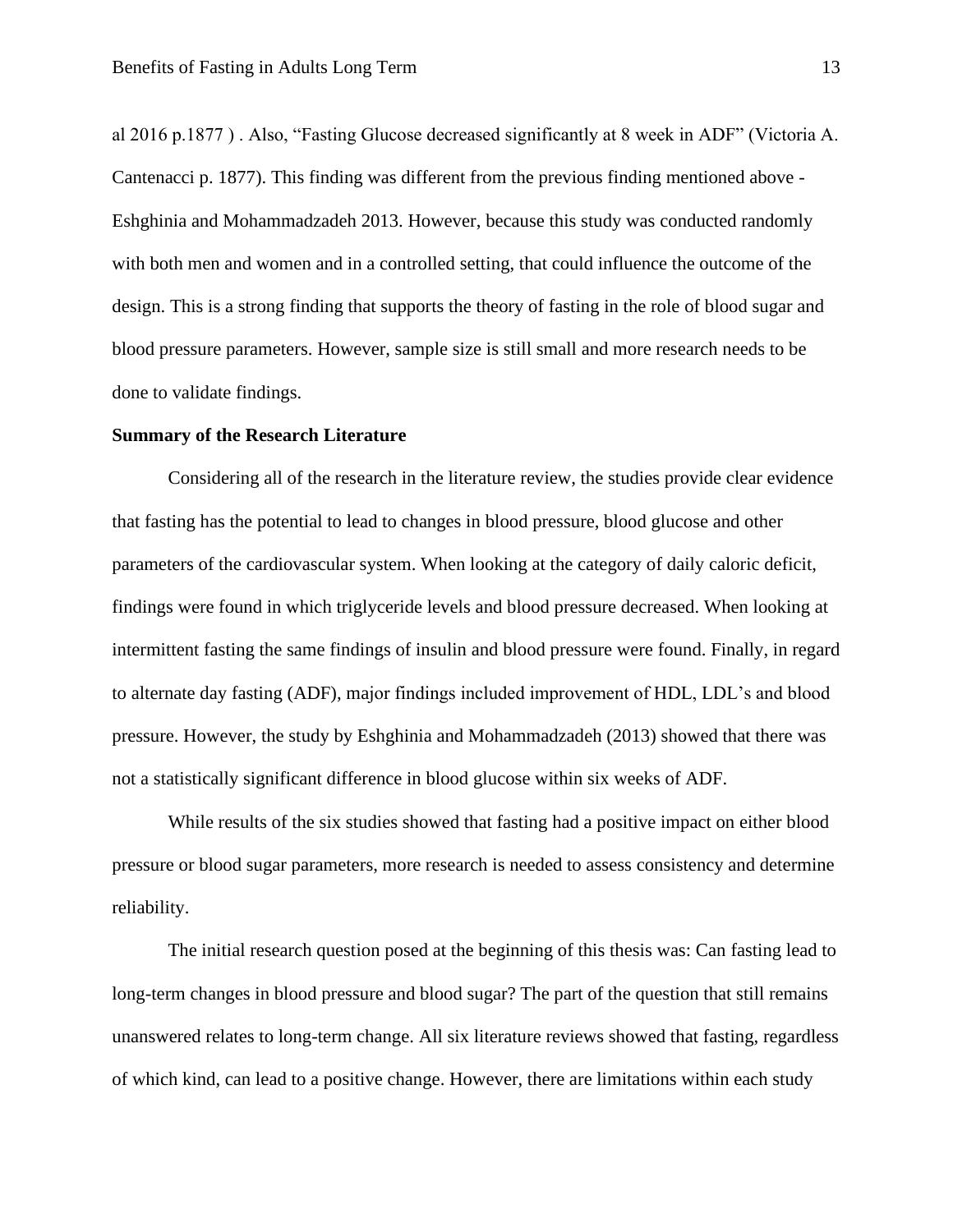al 2016 p.1877 ) . Also, “Fasting Glucose decreased significantly at 8 week in ADF” (Victoria A. Cantenacci p. 1877). This finding was different from the previous finding mentioned above - Eshghinia and Mohammadzadeh 2013. However, because this study was conducted randomly with both men and women and in a controlled setting, that could influence the outcome of the design. This is a strong finding that supports the theory of fasting in the role of blood sugar and blood pressure parameters. However, sample size is still small and more research needs to be done to validate findings.

**Summary of the Research Literature**

Considering all of the research in the literature review, the studies provide clear evidence that fasting has the potential to lead to changes in blood pressure, blood glucose and other parameters of the cardiovascular system. When looking at the category of daily caloric deficit, findings were found in which triglyceride levels and blood pressure decreased. When looking at intermittent fasting the same findings of insulin and blood pressure were found. Finally, in regard to alternate day fasting (ADF), major findings included improvement of HDL, LDL’s and blood pressure. However, the study by Eshghinia and Mohammadzadeh (2013) showed that there was not a statistically significant difference in blood glucose within six weeks of ADF.

While results of the six studies showed that fasting had a positive impact on either blood pressure or blood sugar parameters, more research is needed to assess consistency and determine reliability.

The initial research question posed at the beginning of this thesis was: Can fasting lead to long-term changes in blood pressure and blood sugar? The part of the question that still remains unanswered relates to long-term change. All six literature reviews showed that fasting, regardless of which kind, can lead to a positive change. However, there are limitations within each study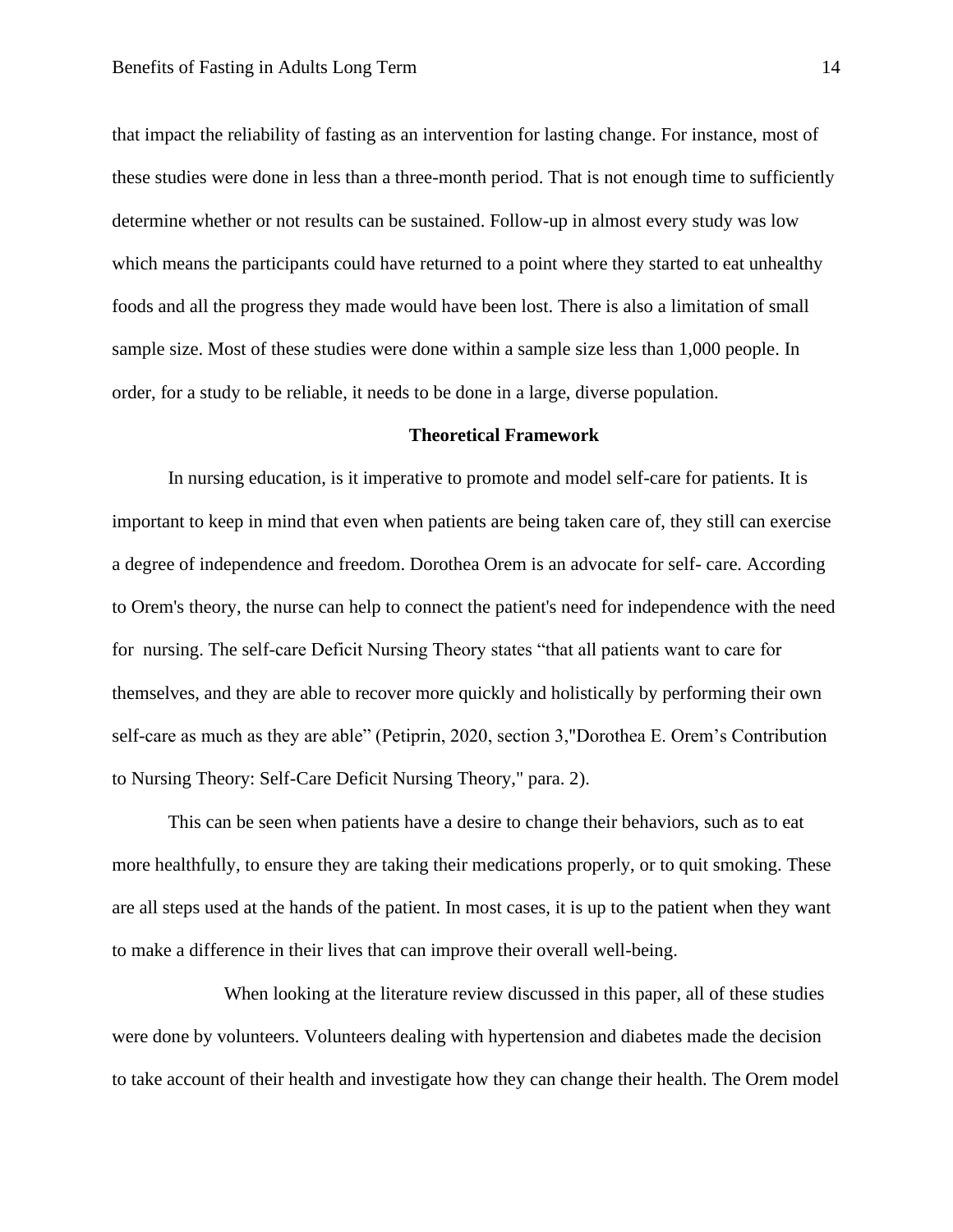that impact the reliability of fasting as an intervention for lasting change. For instance, most of these studies were done in less than a three-month period. That is not enough time to sufficiently determine whether or not results can be sustained. Follow-up in almost every study was low which means the participants could have returned to a point where they started to eat unhealthy foods and all the progress they made would have been lost. There is also a limitation of small sample size. Most of these studies were done within a sample size less than 1,000 people. In order, for a study to be reliable, it needs to be done in a large, diverse population.

## Theoretical Framework

In nursing education, is it imperative to promote and model self-care for patients. It is important to keep in mind that even when patients are being taken care of, they still can exercise a degree of independence and freedom. Dorothea Orem is an advocate for self- care. According to Orem's theory, the nurse can help to connect the patient's need for independence with the need for nursing. The self-care Deficit Nursing Theory states "that all patients want to care for themselves, and they are able to recover more quickly and holistically by performing their own self-care as much as they are able" (Petiprin, 2020, section 3,"Dorothea E. Orem's Contribution to Nursing Theory: Self-Care Deficit Nursing Theory," para. 2).

This can be seen when patients have a desire to change their behaviors, such as to eat more healthfully, to ensure they are taking their medications properly, or to quit smoking. These are all steps used at the hands of the patient. In most cases, it is up to the patient when they want to make a difference in their lives that can improve their overall well-being.

When looking at the literature review discussed in this paper, all of these studies were done by volunteers. Volunteers dealing with hypertension and diabetes made the decision to take account of their health and investigate how they can change their health. The Orem model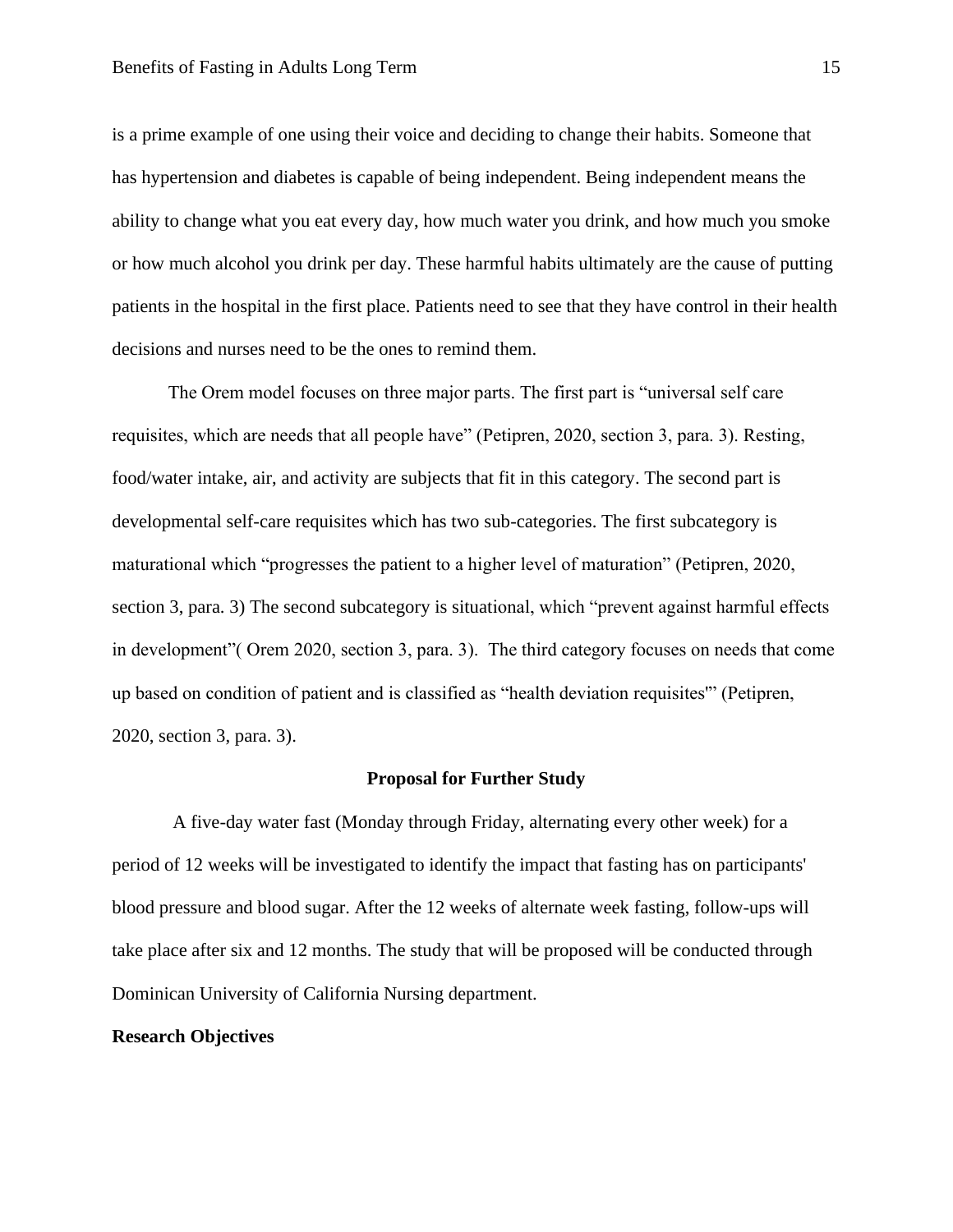is a prime example of one using their voice and deciding to change their habits. Someone that has hypertension and diabetes is capable of being independent. Being independent means the ability to change what you eat every day, how much water you drink, and how much you smoke or how much alcohol you drink per day. These harmful habits ultimately are the cause of putting patients in the hospital in the first place. Patients need to see that they have control in their health decisions and nurses need to be the ones to remind them.

The Orem model focuses on three major parts. The first part is "universal self care requisites, which are needs that all people have" (Petipren, 2020, section 3, para. 3). Resting, food/water intake, air, and activity are subjects that fit in this category. The second part is developmental self-care requisites which has two sub-categories. The first subcategory is maturational which "progresses the patient to a higher level of maturation" (Petipren, 2020, section 3, para. 3) The second subcategory is situational, which "prevent against harmful effects in development"( Orem 2020, section 3, para. 3). The third category focuses on needs that come up based on condition of patient and is classified as "health deviation requisites'" (Petipren, 2020, section 3, para. 3).

## Proposal for Further Study

A five-day water fast (Monday through Friday, alternating every other week) for a period of 12 weeks will be investigated to identify the impact that fasting has on participants' blood pressure and blood sugar. After the 12 weeks of alternate week fasting, follow-ups will take place after six and 12 months. The study that will be proposed will be conducted through Dominican University of California Nursing department.

### Research Objectives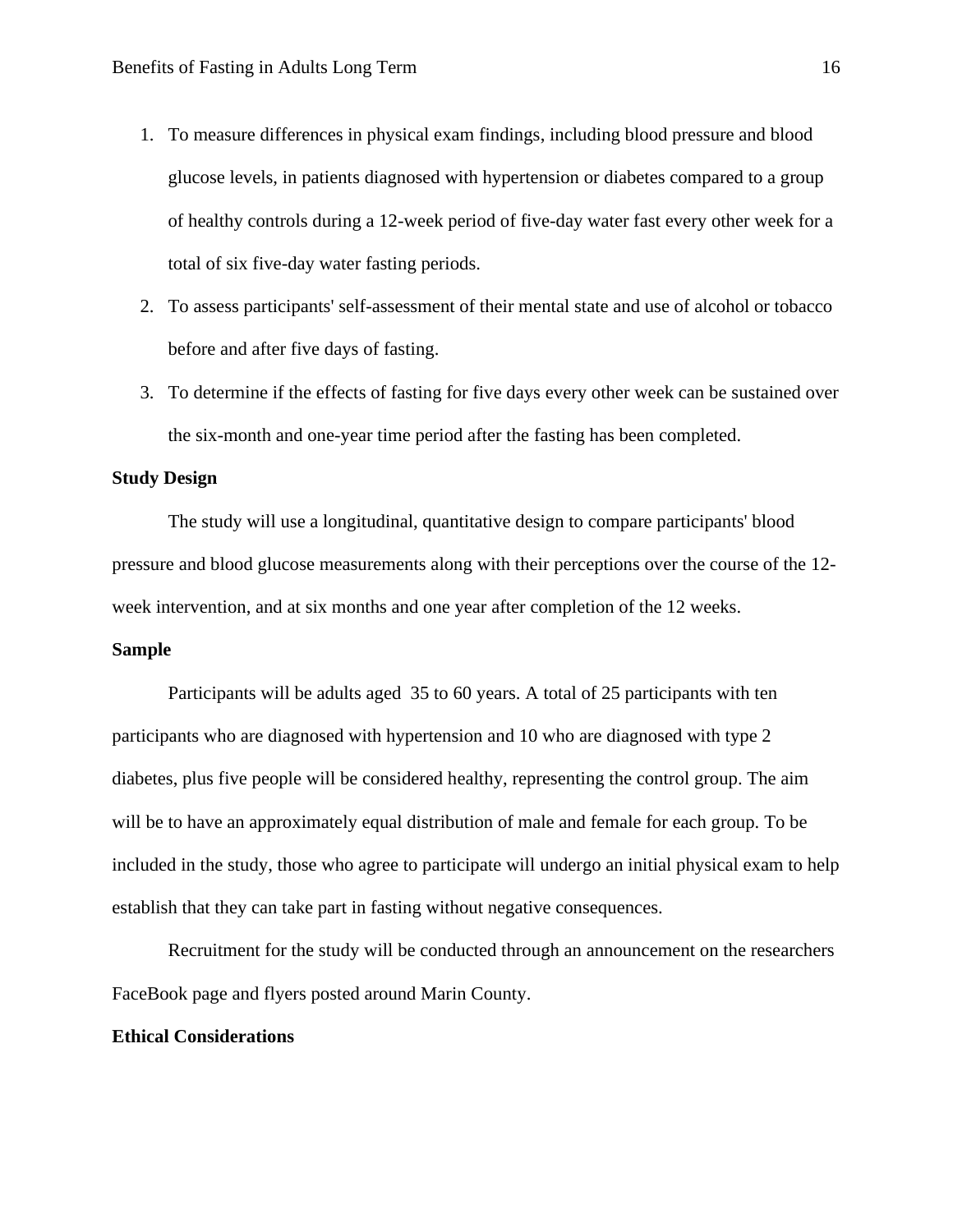1. To measure differences in physical exam findings, including blood pressure and blood glucose levels, in patients diagnosed with hypertension or diabetes compared to a group of healthy controls during a 12-week period of five-day water fast every other week for a total of six five-day water fasting periods.
2. To assess participants' self-assessment of their mental state and use of alcohol or tobacco before and after five days of fasting.
3. To determine if the effects of fasting for five days every other week can be sustained over the six-month and one-year time period after the fasting has been completed.

**Study Design**

The study will use a longitudinal, quantitative design to compare participants' blood pressure and blood glucose measurements along with their perceptions over the course of the 12-week intervention, and at six months and one year after completion of the 12 weeks.

**Sample**

Participants will be adults aged  35 to 60 years. A total of 25 participants with ten participants who are diagnosed with hypertension and 10 who are diagnosed with type 2 diabetes, plus five people will be considered healthy, representing the control group. The aim will be to have an approximately equal distribution of male and female for each group. To be included in the study, those who agree to participate will undergo an initial physical exam to help establish that they can take part in fasting without negative consequences.

Recruitment for the study will be conducted through an announcement on the researchers FaceBook page and flyers posted around Marin County.

**Ethical Considerations**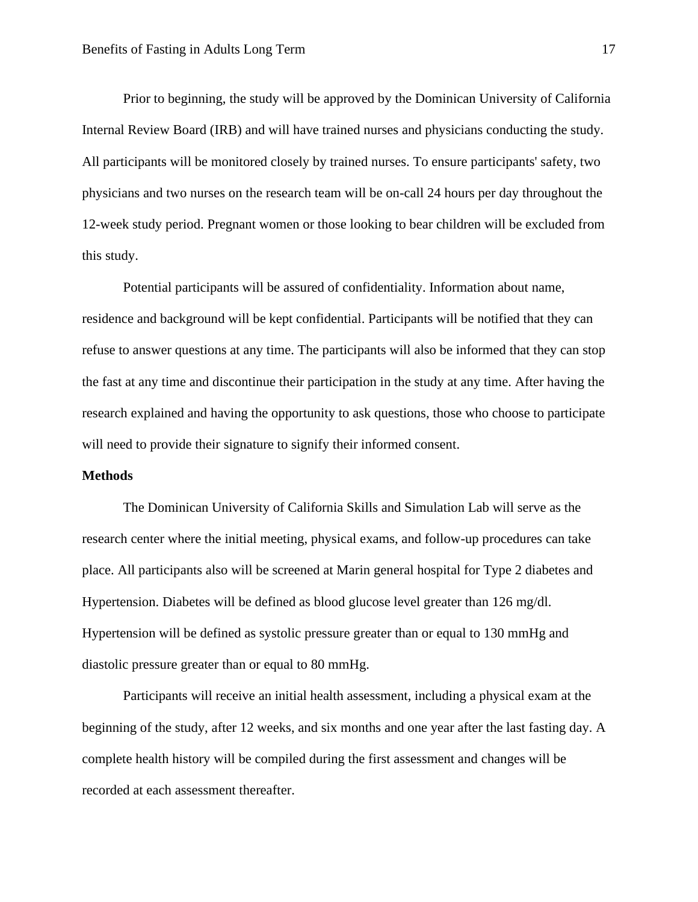Prior to beginning, the study will be approved by the Dominican University of California Internal Review Board (IRB) and will have trained nurses and physicians conducting the study. All participants will be monitored closely by trained nurses. To ensure participants' safety, two physicians and two nurses on the research team will be on-call 24 hours per day throughout the 12-week study period. Pregnant women or those looking to bear children will be excluded from this study.

Potential participants will be assured of confidentiality. Information about name, residence and background will be kept confidential. Participants will be notified that they can refuse to answer questions at any time. The participants will also be informed that they can stop the fast at any time and discontinue their participation in the study at any time. After having the research explained and having the opportunity to ask questions, those who choose to participate will need to provide their signature to signify their informed consent.

**Methods**

The Dominican University of California Skills and Simulation Lab will serve as the research center where the initial meeting, physical exams, and follow-up procedures can take place. All participants also will be screened at Marin general hospital for Type 2 diabetes and Hypertension. Diabetes will be defined as blood glucose level greater than 126 mg/dl. Hypertension will be defined as systolic pressure greater than or equal to 130 mmHg and diastolic pressure greater than or equal to 80 mmHg.

Participants will receive an initial health assessment, including a physical exam at the beginning of the study, after 12 weeks, and six months and one year after the last fasting day. A complete health history will be compiled during the first assessment and changes will be recorded at each assessment thereafter.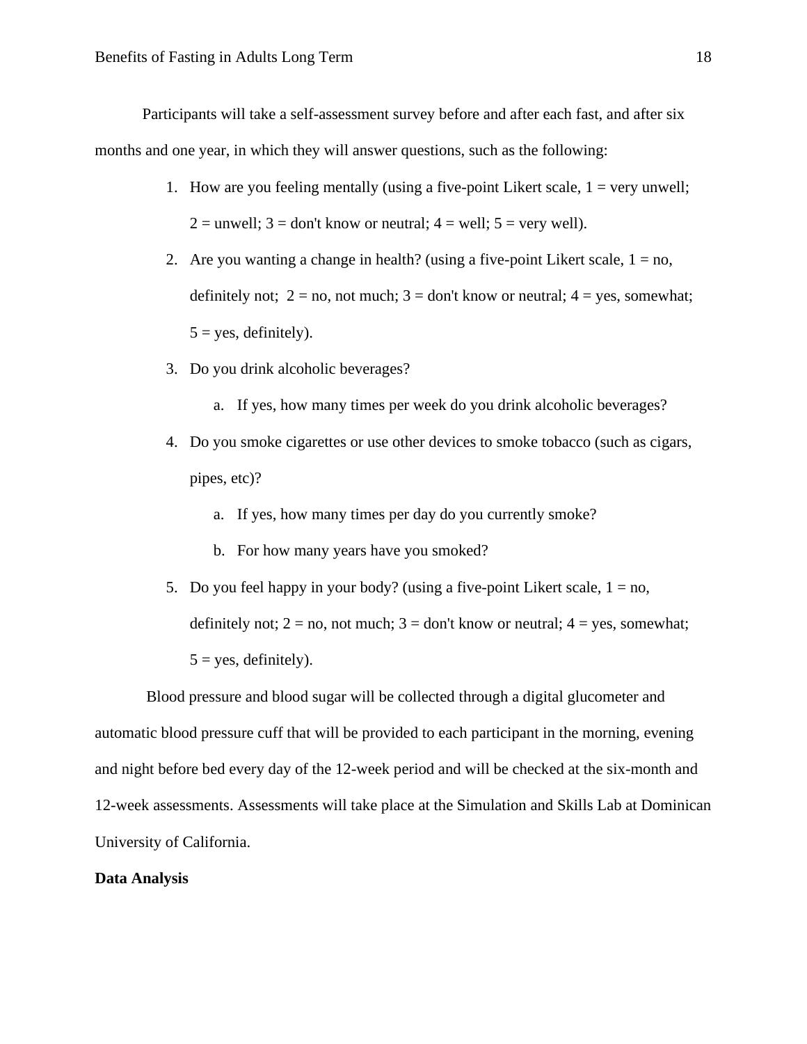Participants will take a self-assessment survey before and after each fast, and after six months and one year, in which they will answer questions, such as the following:

1. How are you feeling mentally (using a five-point Likert scale, 1 = very unwell; 2 = unwell; 3 = don't know or neutral; 4 = well; 5 = very well).
2. Are you wanting a change in health? (using a five-point Likert scale, 1 = no, definitely not;  2 = no, not much; 3 = don't know or neutral; 4 = yes, somewhat; 5 = yes, definitely).
3. Do you drink alcoholic beverages?
   a. If yes, how many times per week do you drink alcoholic beverages?
4. Do you smoke cigarettes or use other devices to smoke tobacco (such as cigars, pipes, etc)?
   a. If yes, how many times per day do you currently smoke?
   b. For how many years have you smoked?
5. Do you feel happy in your body? (using a five-point Likert scale, 1 = no, definitely not; 2 = no, not much; 3 = don't know or neutral; 4 = yes, somewhat; 5 = yes, definitely).

Blood pressure and blood sugar will be collected through a digital glucometer and automatic blood pressure cuff that will be provided to each participant in the morning, evening and night before bed every day of the 12-week period and will be checked at the six-month and 12-week assessments. Assessments will take place at the Simulation and Skills Lab at Dominican University of California.

**Data Analysis**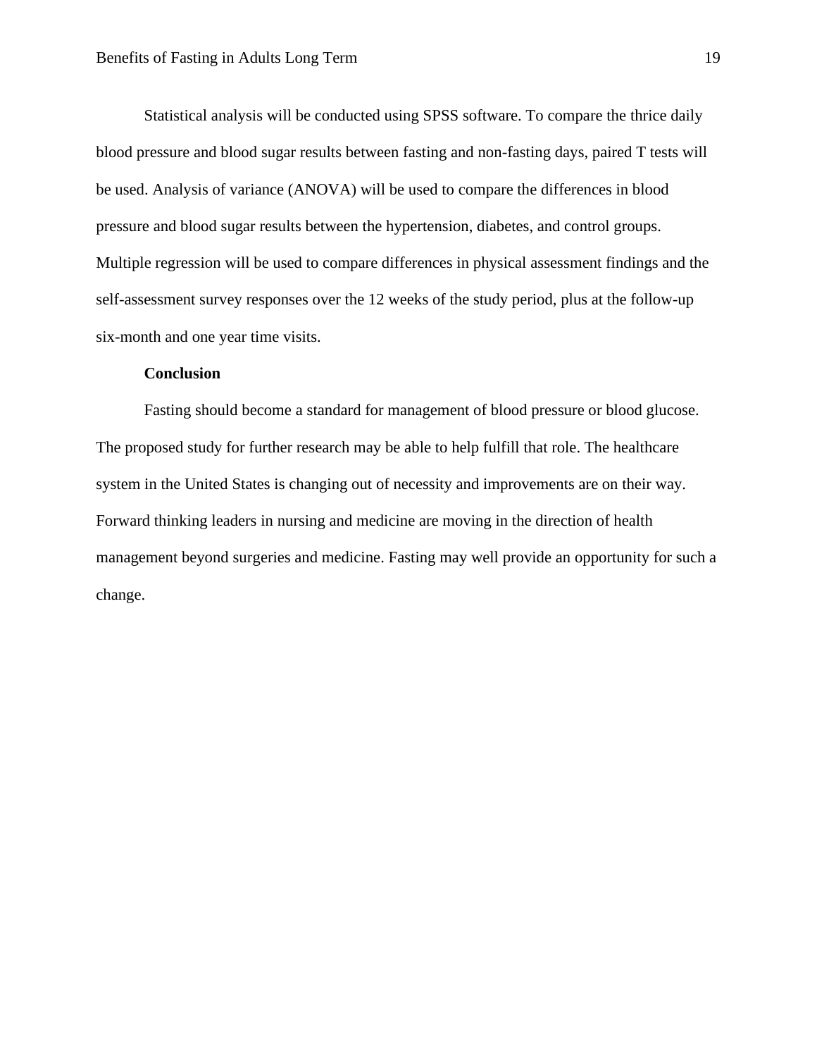Statistical analysis will be conducted using SPSS software. To compare the thrice daily blood pressure and blood sugar results between fasting and non-fasting days, paired T tests will be used. Analysis of variance (ANOVA) will be used to compare the differences in blood pressure and blood sugar results between the hypertension, diabetes, and control groups. Multiple regression will be used to compare differences in physical assessment findings and the self-assessment survey responses over the 12 weeks of the study period, plus at the follow-up six-month and one year time visits.

**Conclusion**

Fasting should become a standard for management of blood pressure or blood glucose. The proposed study for further research may be able to help fulfill that role. The healthcare system in the United States is changing out of necessity and improvements are on their way. Forward thinking leaders in nursing and medicine are moving in the direction of health management beyond surgeries and medicine. Fasting may well provide an opportunity for such a change.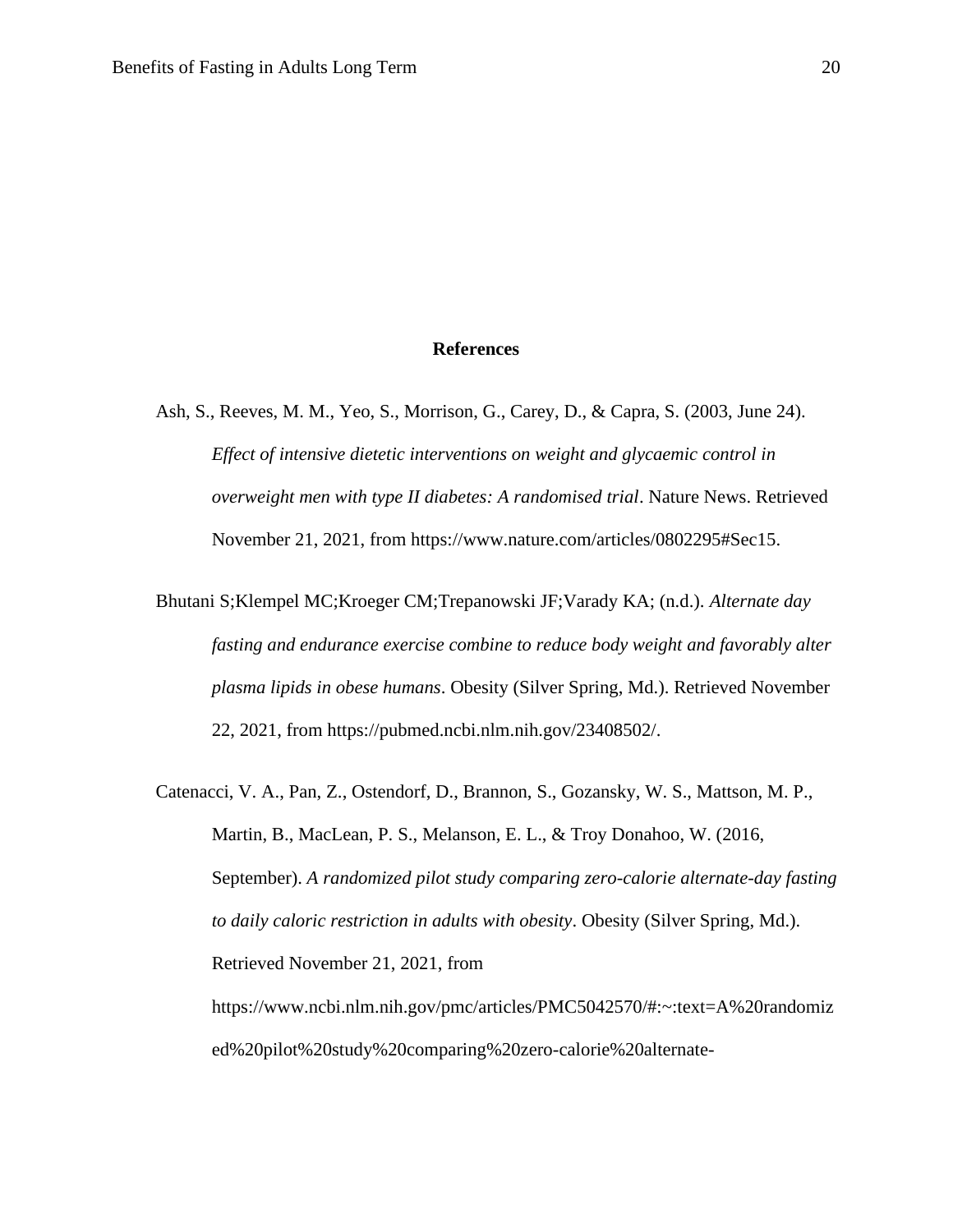## References

Ash, S., Reeves, M. M., Yeo, S., Morrison, G., Carey, D., & Capra, S. (2003, June 24). *Effect of intensive dietetic interventions on weight and glycaemic control in overweight men with type II diabetes: A randomised trial*. Nature News. Retrieved November 21, 2021, from https://www.nature.com/articles/0802295#Sec15.

Bhutani S;Klempel MC;Kroeger CM;Trepanowski JF;Varady KA; (n.d.). *Alternate day fasting and endurance exercise combine to reduce body weight and favorably alter plasma lipids in obese humans*. Obesity (Silver Spring, Md.). Retrieved November 22, 2021, from https://pubmed.ncbi.nlm.nih.gov/23408502/.

Catenacci, V. A., Pan, Z., Ostendorf, D., Brannon, S., Gozansky, W. S., Mattson, M. P., Martin, B., MacLean, P. S., Melanson, E. L., & Troy Donahoo, W. (2016, September). *A randomized pilot study comparing zero-calorie alternate-day fasting to daily caloric restriction in adults with obesity*. Obesity (Silver Spring, Md.). Retrieved November 21, 2021, from https://www.ncbi.nlm.nih.gov/pmc/articles/PMC5042570/#:~:text=A%20randomized%20pilot%20study%20comparing%20zero-calorie%20alternate-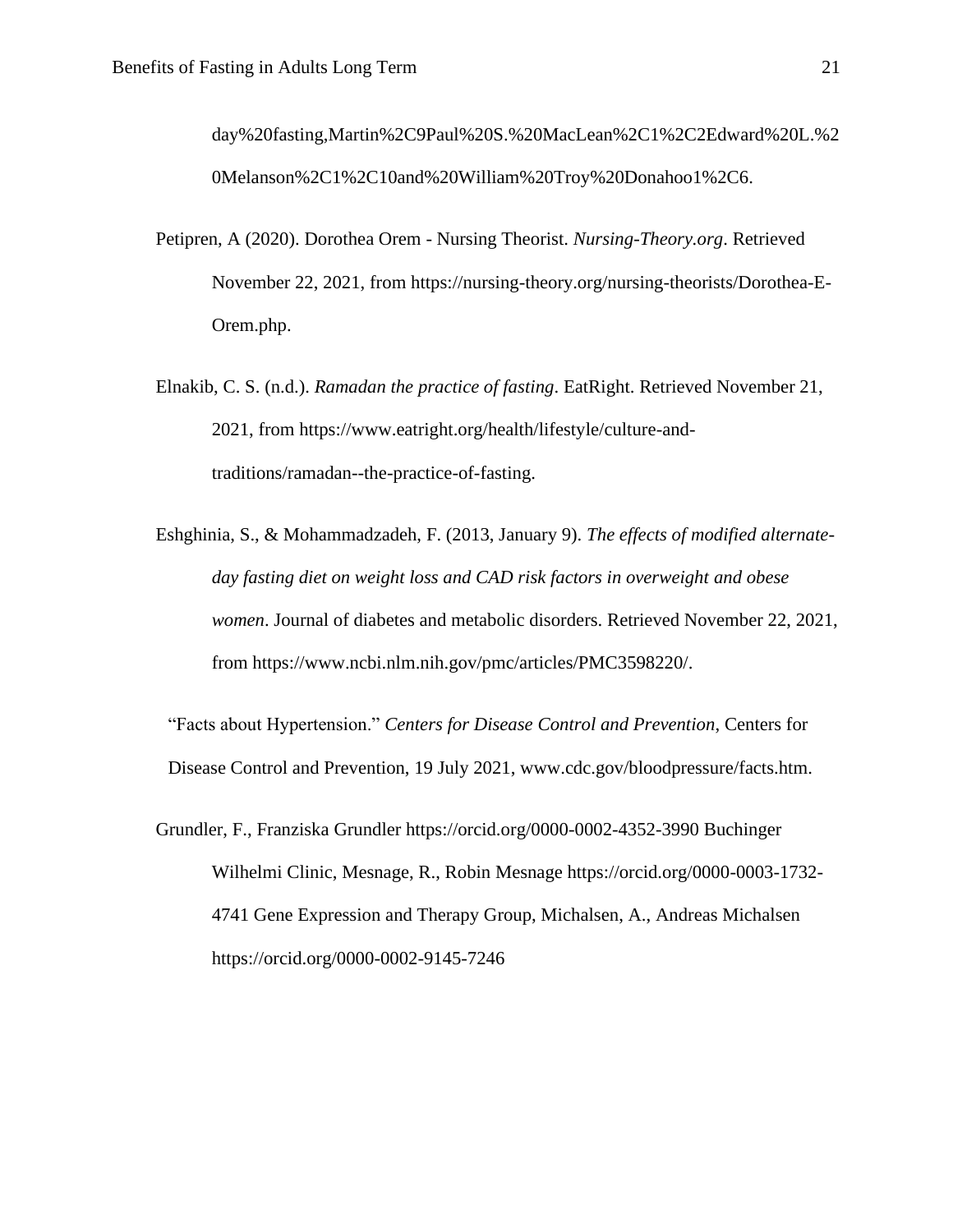day%20fasting,Martin%2C9Paul%20S.%20MacLean%2C1%2C2Edward%20L.%20Melanson%2C1%2C10and%20William%20Troy%20Donahoo1%2C6.

Petipren, A (2020). Dorothea Orem - Nursing Theorist. *Nursing-Theory.org*. Retrieved November 22, 2021, from https://nursing-theory.org/nursing-theorists/Dorothea-E-Orem.php.

Elnakib, C. S. (n.d.). *Ramadan the practice of fasting*. EatRight. Retrieved November 21, 2021, from https://www.eatright.org/health/lifestyle/culture-and-traditions/ramadan--the-practice-of-fasting.

Eshghinia, S., & Mohammadzadeh, F. (2013, January 9). *The effects of modified alternate-day fasting diet on weight loss and CAD risk factors in overweight and obese women*. Journal of diabetes and metabolic disorders. Retrieved November 22, 2021, from https://www.ncbi.nlm.nih.gov/pmc/articles/PMC3598220/.

"Facts about Hypertension." *Centers for Disease Control and Prevention*, Centers for Disease Control and Prevention, 19 July 2021, www.cdc.gov/bloodpressure/facts.htm.

Grundler, F., Franziska Grundler https://orcid.org/0000-0002-4352-3990 Buchinger Wilhelmi Clinic, Mesnage, R., Robin Mesnage https://orcid.org/0000-0003-1732-4741 Gene Expression and Therapy Group, Michalsen, A., Andreas Michalsen https://orcid.org/0000-0002-9145-7246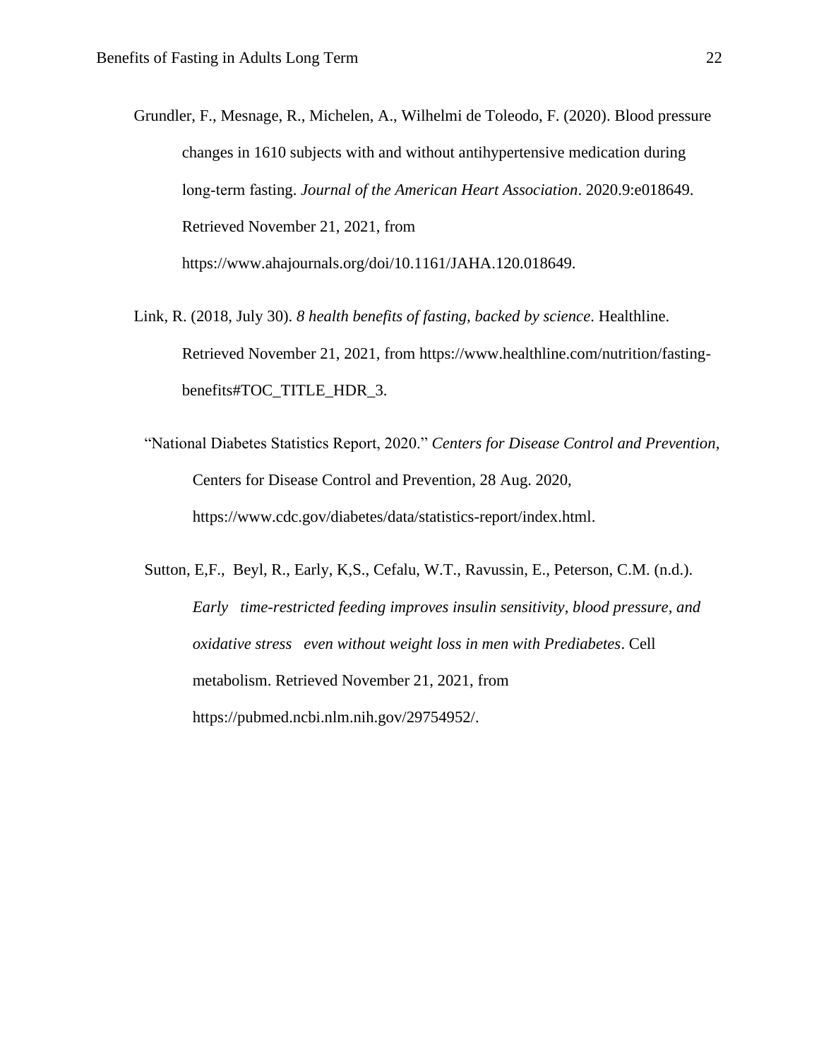Grundler, F., Mesnage, R., Michelen, A., Wilhelmi de Toleodo, F. (2020). Blood pressure changes in 1610 subjects with and without antihypertensive medication during long-term fasting. *Journal of the American Heart Association*. 2020.9:e018649. Retrieved November 21, 2021, from https://www.ahajournals.org/doi/10.1161/JAHA.120.018649.

Link, R. (2018, July 30). *8 health benefits of fasting, backed by science*. Healthline. Retrieved November 21, 2021, from https://www.healthline.com/nutrition/fasting-benefits#TOC_TITLE_HDR_3.

"National Diabetes Statistics Report, 2020." *Centers for Disease Control and Prevention*, Centers for Disease Control and Prevention, 28 Aug. 2020, https://www.cdc.gov/diabetes/data/statistics-report/index.html.

Sutton, E,F., Beyl, R., Early, K,S., Cefalu, W.T., Ravussin, E., Peterson, C.M. (n.d.). *Early time-restricted feeding improves insulin sensitivity, blood pressure, and oxidative stress even without weight loss in men with Prediabetes*. Cell metabolism. Retrieved November 21, 2021, from https://pubmed.ncbi.nlm.nih.gov/29754952/.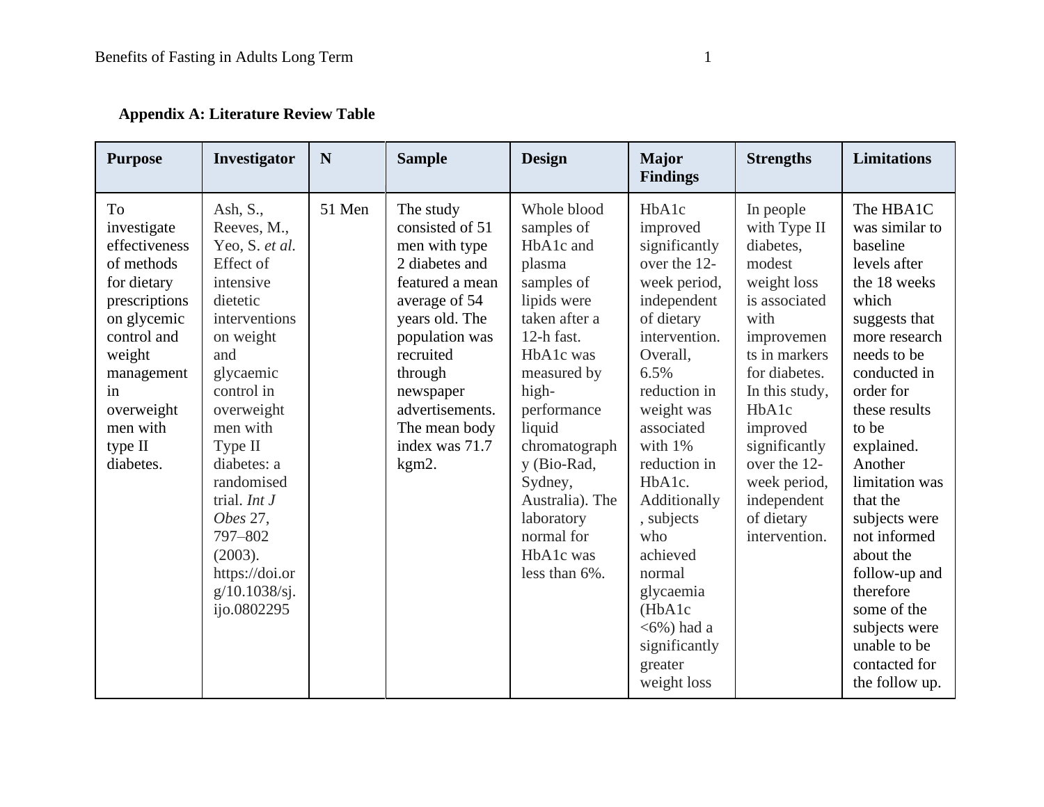**Appendix A: Literature Review Table**

| Purpose | Investigator | N | Sample | Design | Major Findings | Strengths | Limitations |
|---|---|---|---|---|---|---|---|
| To investigate effectiveness of methods for dietary prescriptions on glycemic control and weight management in overweight men with type II diabetes. | Ash, S., Reeves, M., Yeo, S. *et al.* Effect of intensive dietetic interventions on weight and glycaemic control in overweight men with Type II diabetes: a randomised trial. *Int J Obes* 27, 797–802 (2003). https://doi.org/10.1038/sj.ijo.0802295 | 51 Men | The study consisted of 51 men with type 2 diabetes and featured a mean average of 54 years old. The population was recruited through newspaper advertisements. The mean body index was 71.7 kgm2. | Whole blood samples of HbA1c and plasma samples of lipids were taken after a 12-h fast. HbA1c was measured by high-performance liquid chromatography (Bio-Rad, Sydney, Australia). The laboratory normal for HbA1c was less than 6%. | HbA1c improved significantly over the 12-week period, independent of dietary intervention. Overall, 6.5% reduction in weight was associated with 1% reduction in HbA1c. Additionally, subjects who achieved normal glycaemia (HbA1c <6%) had a significantly greater weight loss | In people with Type II diabetes, modest weight loss is associated with improvements in markers for diabetes. In this study, HbA1c improved significantly over the 12-week period, independent of dietary intervention. | The HBA1C was similar to baseline levels after the 18 weeks which suggests that more research needs to be conducted in order for these results to be explained. Another limitation was that the subjects were not informed about the follow-up and therefore some of the subjects were unable to be contacted for the follow up. |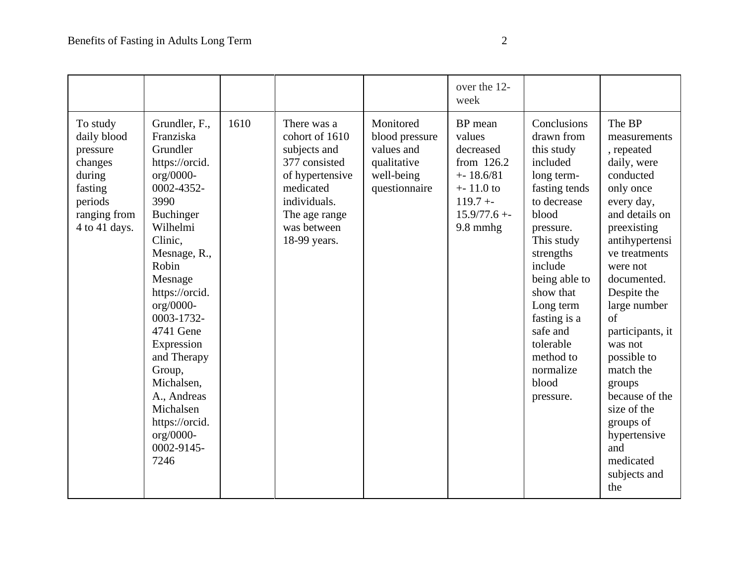| | | | | | | | |
|---|---|---|---|---|---|---|---|
| | | | | | over the 12-week | | |
| To study daily blood pressure changes during fasting periods ranging from 4 to 41 days. | Grundler, F., Franziska Grundler https://orcid.org/0000-0002-4352-3990 Buchinger Wilhelmi Clinic, Mesnage, R., Robin Mesnage https://orcid.org/0000-0003-1732-4741 Gene Expression and Therapy Group, Michalsen, A., Andreas Michalsen https://orcid.org/0000-0002-9145-7246 | 1610 | There was a cohort of 1610 subjects and 377 consisted of hypertensive medicated individuals. The age range was between 18-99 years. | Monitored blood pressure values and qualitative well-being questionnaire | BP mean values decreased from 126.2 +- 18.6/81 +- 11.0 to 119.7 +- 15.9/77.6 +- 9.8 mmhg | Conclusions drawn from this study included long term-fasting tends to decrease blood pressure. This study strengths include being able to show that Long term fasting is a safe and tolerable method to normalize blood pressure. | The BP measurements, repeated daily, were conducted only once every day, and details on preexisting antihypertensive treatments were not documented. Despite the large number of participants, it was not possible to match the groups because of the size of the groups of hypertensive and medicated subjects and the |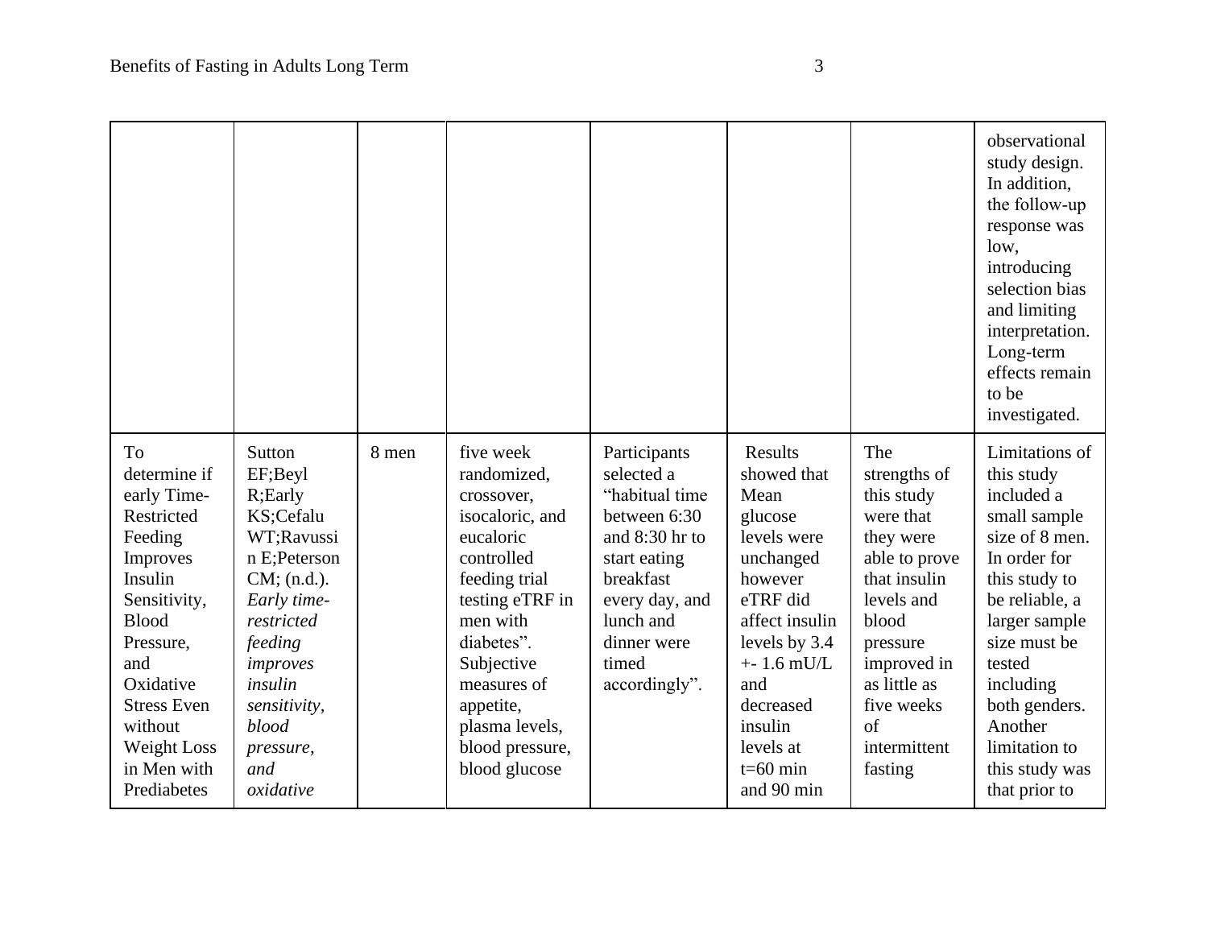| | | | | | | | |
|---|---|---|---|---|---|---|---|
| | | | | | | | observational study design. In addition, the follow-up response was low, introducing selection bias and limiting interpretation. Long-term effects remain to be investigated. |
| To determine if early Time-Restricted Feeding Improves Insulin Sensitivity, Blood Pressure, and Oxidative Stress Even without Weight Loss in Men with Prediabetes | Sutton EF;Beyl R;Early KS;Cefalu WT;Ravussin E;Peterson CM; (n.d.). *Early time-restricted feeding improves insulin sensitivity, blood pressure, and oxidative* | 8 men | five week randomized, crossover, isocaloric, and eucaloric controlled feeding trial testing eTRF in men with diabetes". Subjective measures of appetite, plasma levels, blood pressure, blood glucose | Participants selected a "habitual time between 6:30 and 8:30 hr to start eating breakfast every day, and lunch and dinner were timed accordingly". | Results showed that Mean glucose levels were unchanged however eTRF did affect insulin levels by 3.4 +- 1.6 mU/L and decreased insulin levels at t=60 min and 90 min | The strengths of this study were that they were able to prove that insulin levels and blood pressure improved in as little as five weeks of intermittent fasting | Limitations of this study included a small sample size of 8 men. In order for this study to be reliable, a larger sample size must be tested including both genders. Another limitation to this study was that prior to |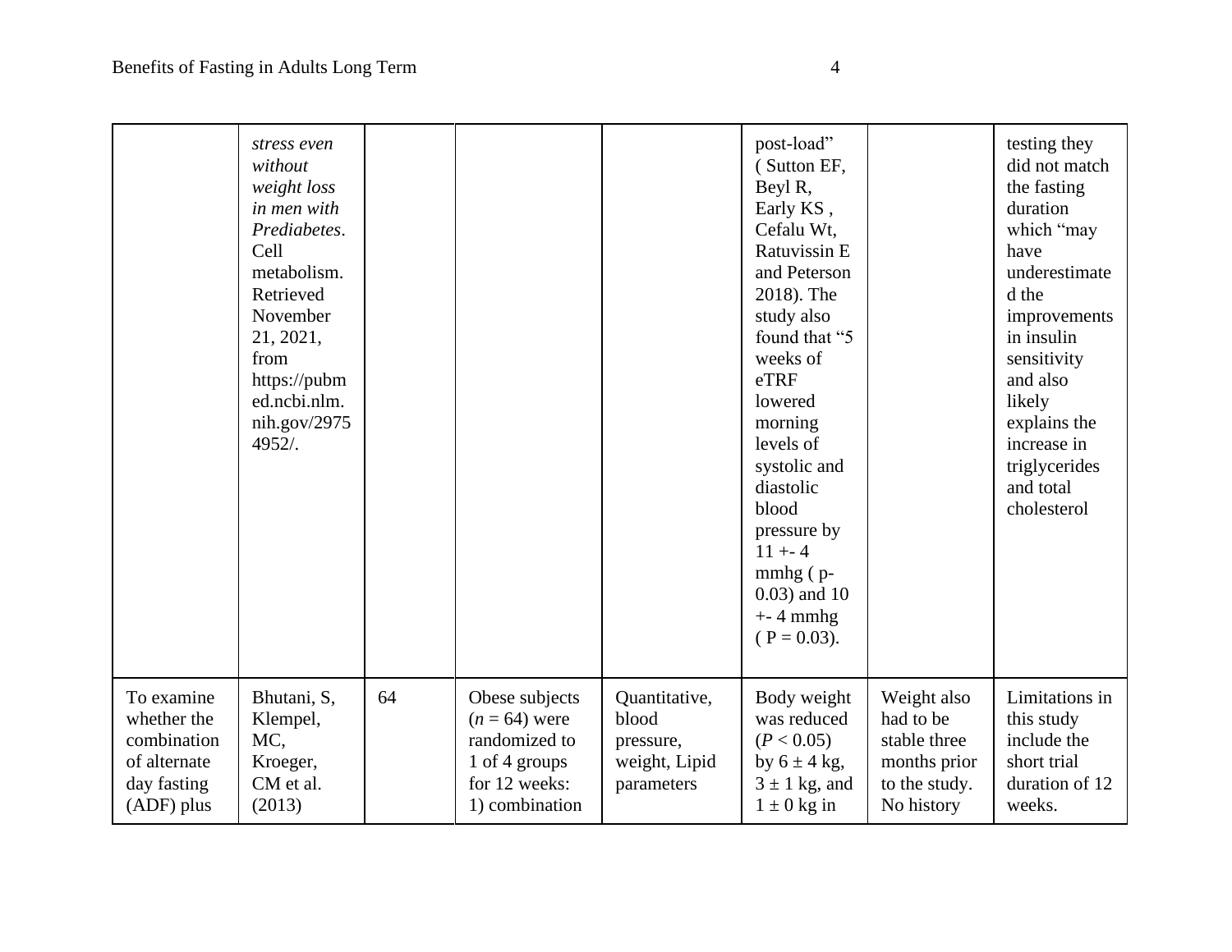| | | | | | | | |
|---|---|---|---|---|---|---|---|
| | *stress even without weight loss in men with Prediabetes*. Cell metabolism. Retrieved November 21, 2021, from https://pubmed.ncbi.nlm.nih.gov/29754952/. | | | | post-load" ( Sutton EF, Beyl R, Early KS , Cefalu Wt, Ratuvissin E and Peterson 2018). The study also found that "5 weeks of eTRF lowered morning levels of systolic and diastolic blood pressure by 11 +- 4 mmhg ( p- 0.03) and 10 +- 4 mmhg ( P = 0.03). | | testing they did not match the fasting duration which "may have underestimated the improvements in insulin sensitivity and also likely explains the increase in triglycerides and total cholesterol |
| To examine whether the combination of alternate day fasting (ADF) plus | Bhutani, S, Klempel, MC, Kroeger, CM et al. (2013) | 64 | Obese subjects (*n* = 64) were randomized to 1 of 4 groups for 12 weeks: 1) combination | Quantitative, blood pressure, weight, Lipid parameters | Body weight was reduced ($P < 0.05$) by $6 \pm 4$ kg, $3 \pm 1$ kg, and $1 \pm 0$ kg in | Weight also had to be stable three months prior to the study. No history | Limitations in this study include the short trial duration of 12 weeks. |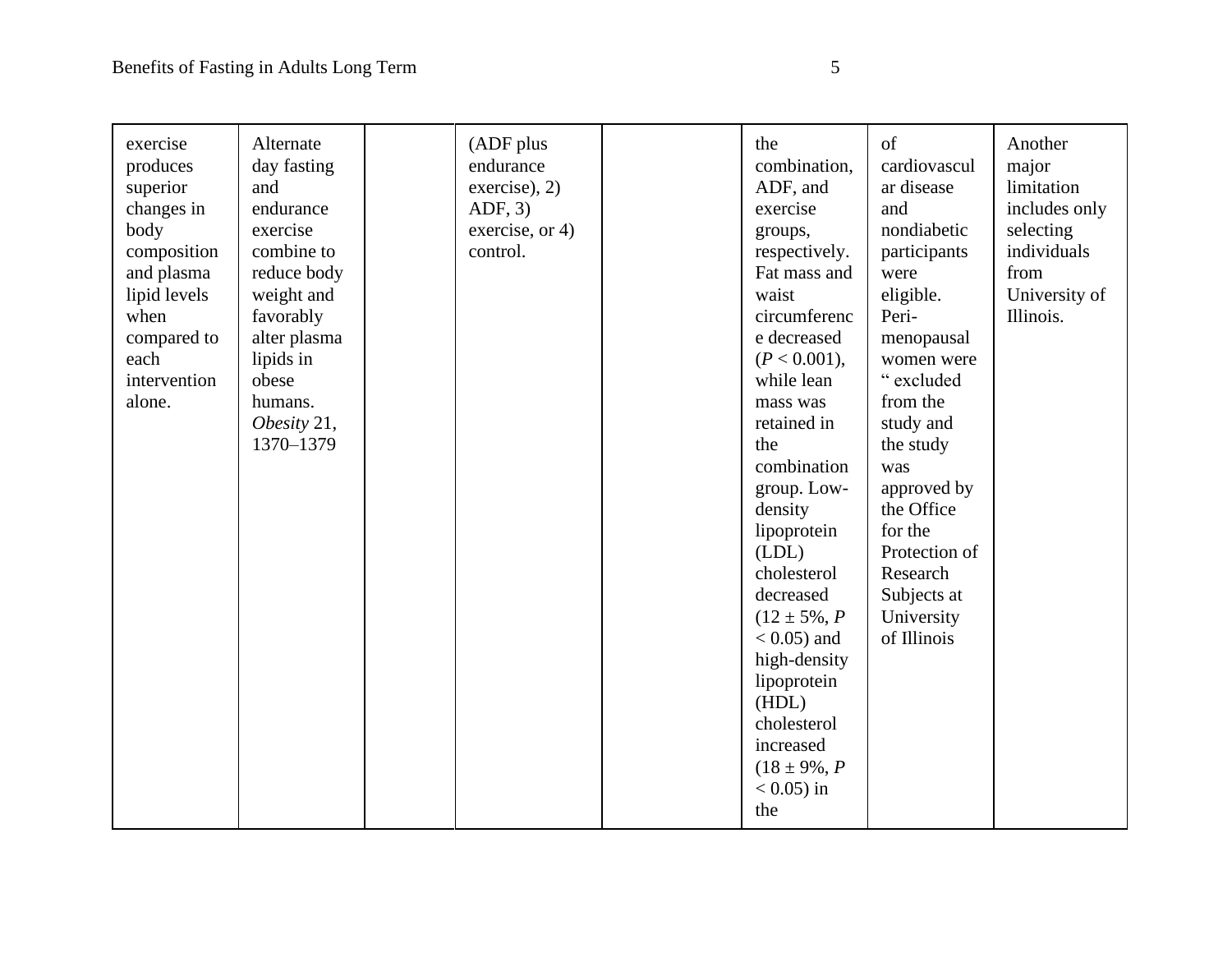| | | | | | | | |
|---|---|---|---|---|---|---|---|
| exercise produces superior changes in body composition and plasma lipid levels when compared to each intervention alone. | Alternate day fasting and endurance exercise combine to reduce body weight and favorably alter plasma lipids in obese humans. *Obesity* 21, 1370–1379 | | (ADF plus endurance exercise), 2) ADF, 3) exercise, or 4) control. | | the combination, ADF, and exercise groups, respectively. Fat mass and waist circumference decreased ($P < 0.001$), while lean mass was retained in the combination group. Low-density lipoprotein (LDL) cholesterol decreased (12 ± 5%, $P < 0.05$) and high-density lipoprotein (HDL) cholesterol increased (18 ± 9%, $P < 0.05$) in the | of cardiovascular disease and nondiabetic participants were eligible. Peri-menopausal women were " excluded from the study and the study was approved by the Office for the Protection of Research Subjects at University of Illinois | Another major limitation includes only selecting individuals from University of Illinois. |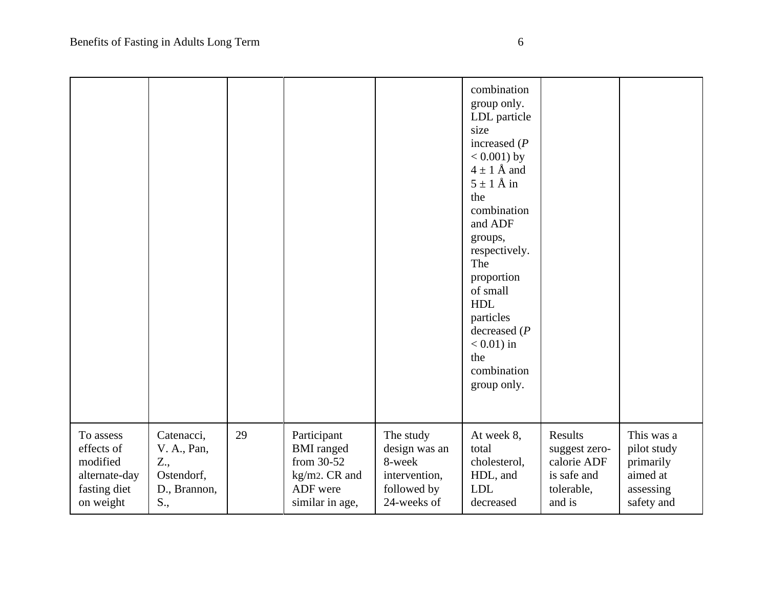| | | | | | | | |
|---|---|---|---|---|---|---|---|
| | | | | | combination group only. LDL particle size increased (*P* < 0.001) by 4 ± 1 Å and 5 ± 1 Å in the combination and ADF groups, respectively. The proportion of small HDL particles decreased (*P* < 0.01) in the combination group only. | | |
| To assess effects of modified alternate-day fasting diet on weight | Catenacci, V. A., Pan, Z., Ostendorf, D., Brannon, S., | 29 | Participant BMI ranged from 30-52 kg/m2. CR and ADF were similar in age, | The study design was an 8-week intervention, followed by 24-weeks of | At week 8, total cholesterol, HDL, and LDL decreased | Results suggest zero-calorie ADF is safe and tolerable, and is | This was a pilot study primarily aimed at assessing safety and |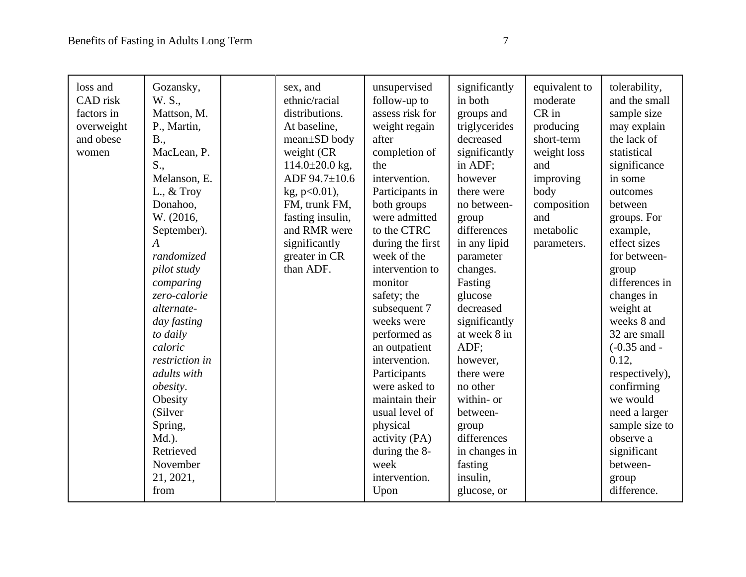| loss and CAD risk factors in overweight and obese women | Gozansky, W. S., Mattson, M. P., Martin, B., MacLean, P. S., Melanson, E. L., & Troy Donahoo, W. (2016, September). *A randomized pilot study comparing zero-calorie alternate-day fasting to daily caloric restriction in adults with obesity*. Obesity (Silver Spring, Md.). Retrieved November 21, 2021, from | | sex, and ethnic/racial distributions. At baseline, mean±SD body weight (CR 114.0±20.0 kg, ADF 94.7±10.6 kg, p<0.01), FM, trunk FM, fasting insulin, and RMR were significantly greater in CR than ADF. | unsupervised follow-up to assess risk for weight regain after completion of the intervention. Participants in both groups were admitted to the CTRC during the first week of the intervention to monitor safety; the subsequent 7 weeks were performed as an outpatient intervention. Participants were asked to maintain their usual level of physical activity (PA) during the 8-week intervention. Upon | significantly in both groups and triglycerides decreased significantly in ADF; however there were no between-group differences in any lipid parameter changes. Fasting glucose decreased significantly at week 8 in ADF; however, there were no other within- or between-group differences in changes in fasting insulin, glucose, or | equivalent to moderate CR in producing short-term weight loss and improving body composition and metabolic parameters. | tolerability, and the small sample size may explain the lack of statistical significance in some outcomes between groups. For example, effect sizes for between-group differences in changes in weight at weeks 8 and 32 are small (-0.35 and -0.12, respectively), confirming we would need a larger sample size to observe a significant between-group difference. |
|---|---|---|---|---|---|---|---|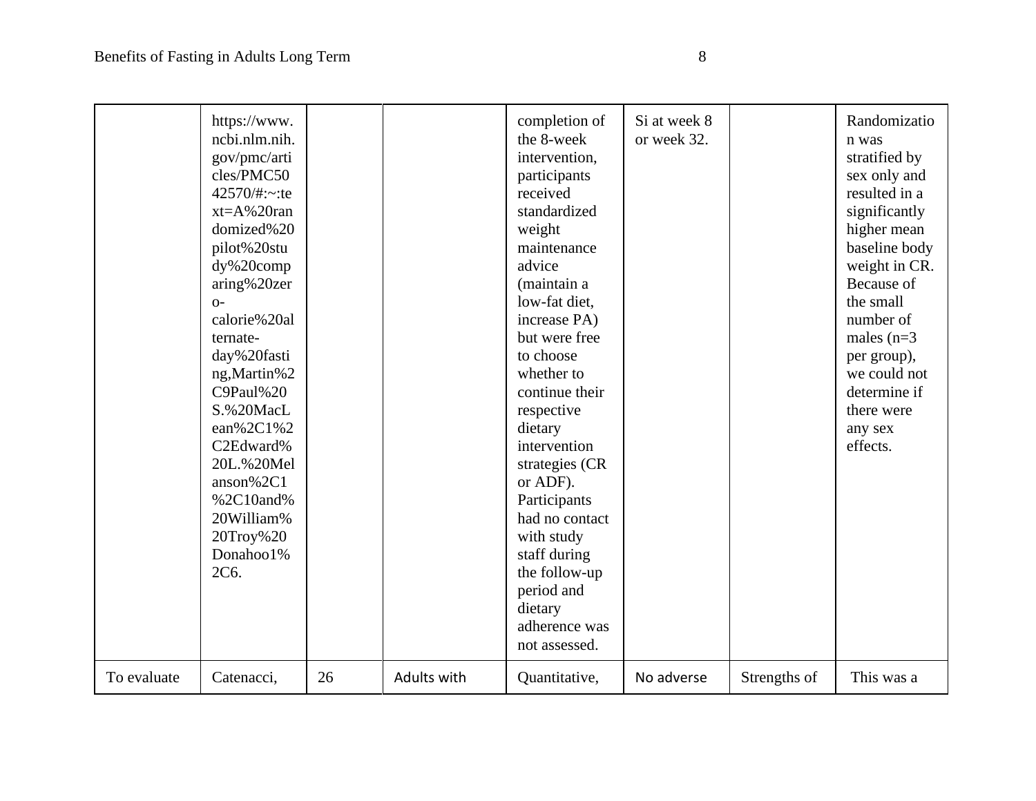| | | | | | | | |
|---|---|---|---|---|---|---|---|
| | https://www.ncbi.nlm.nih.gov/pmc/articles/PMC5042570/#:~:text=A%20randomized%20pilot%20study%20comparing%20zero-calorie%20alternate-day%20fasting,Martin%2C9Paul%20S.%20MacLean%2C1%2C2Edward%20L.%20Melanson%2C1%2C10and%20William%20Troy%20Donahoo1%2C6. | | | completion of the 8-week intervention, participants received standardized weight maintenance advice (maintain a low-fat diet, increase PA) but were free to choose whether to continue their respective dietary intervention strategies (CR or ADF). Participants had no contact with study staff during the follow-up period and dietary adherence was not assessed. | Si at week 8 or week 32. | | Randomization was stratified by sex only and resulted in a significantly higher mean baseline body weight in CR. Because of the small number of males (n=3 per group), we could not determine if there were any sex effects. |
| To evaluate | Catenacci, | 26 | Adults with | Quantitative, | No adverse | Strengths of | This was a |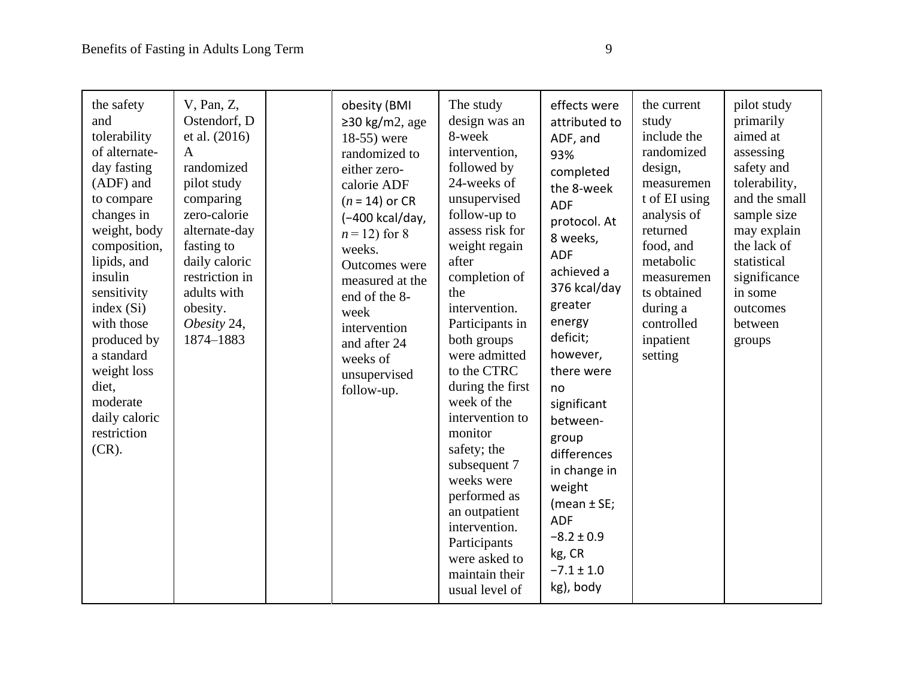| | | | | | | | |
|---|---|---|---|---|---|---|---|
| the safety and tolerability of alternate-day fasting (ADF) and to compare changes in weight, body composition, lipids, and insulin sensitivity index (Si) with those produced by a standard weight loss diet, moderate daily caloric restriction (CR). | V, Pan, Z, Ostendorf, D et al. (2016) A randomized pilot study comparing zero-calorie alternate-day fasting to daily caloric restriction in adults with obesity. *Obesity* 24, 1874–1883 | | obesity (BMI ≥30 kg/m2, age 18-55) were randomized to either zero-calorie ADF (*n* = 14) or CR (−400 kcal/day, *n* = 12) for 8 weeks. Outcomes were measured at the end of the 8-week intervention and after 24 weeks of unsupervised follow-up. | The study design was an 8-week intervention, followed by 24-weeks of unsupervised follow-up to assess risk for weight regain after completion of the intervention. Participants in both groups were admitted to the CTRC during the first week of the intervention to monitor safety; the subsequent 7 weeks were performed as an outpatient intervention. Participants were asked to maintain their usual level of | effects were attributed to ADF, and 93% completed the 8-week ADF protocol. At 8 weeks, ADF achieved a 376 kcal/day greater energy deficit; however, there were no significant between-group differences in change in weight (mean ± SE; ADF −8.2 ± 0.9 kg, CR −7.1 ± 1.0 kg), body | the current study include the randomized design, measurement of EI using analysis of returned food, and metabolic measurements obtained during a controlled inpatient setting | pilot study primarily aimed at assessing safety and tolerability, and the small sample size may explain the lack of statistical significance in some outcomes between groups |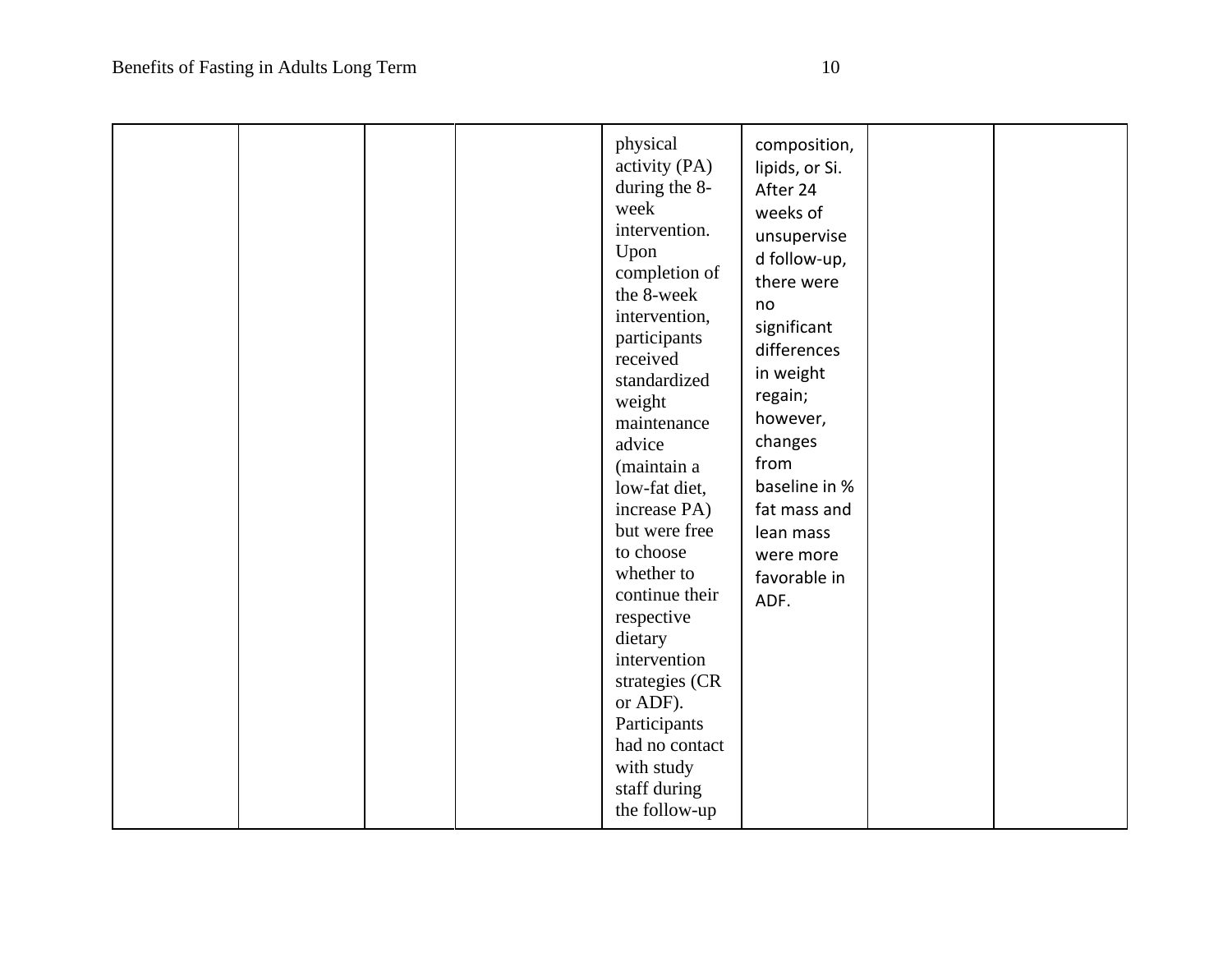| | | | | | | | |
|---|---|---|---|---|---|---|---|
| | | | | physical activity (PA) during the 8-week intervention. Upon completion of the 8-week intervention, participants received standardized weight maintenance advice (maintain a low-fat diet, increase PA) but were free to choose whether to continue their respective dietary intervention strategies (CR or ADF). Participants had no contact with study staff during the follow-up | composition, lipids, or Si. After 24 weeks of unsupervised follow-up, there were no significant differences in weight regain; however, changes from baseline in % fat mass and lean mass were more favorable in ADF. | | |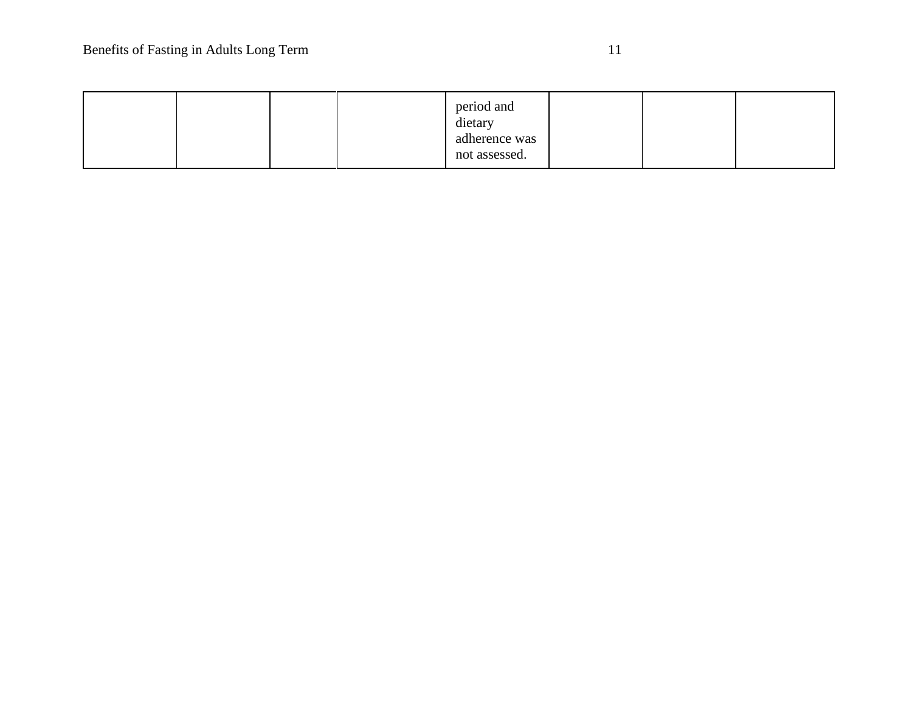| | | | | | | | |
|---|---|---|---|---|---|---|---|
| | | | | period and dietary adherence was not assessed. | | | |